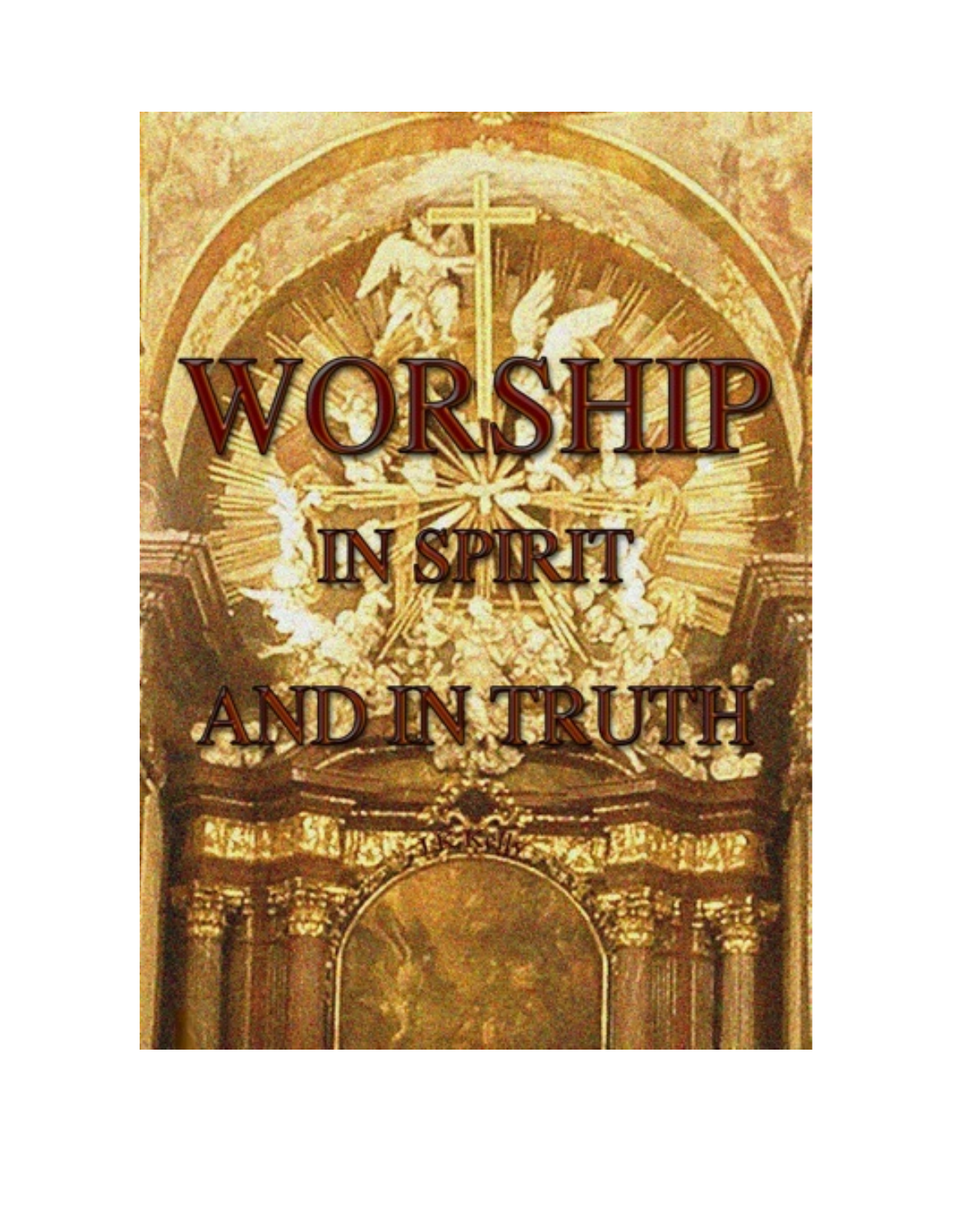# WORSHIP

## IN SPIRIT

## AND IN TRUTH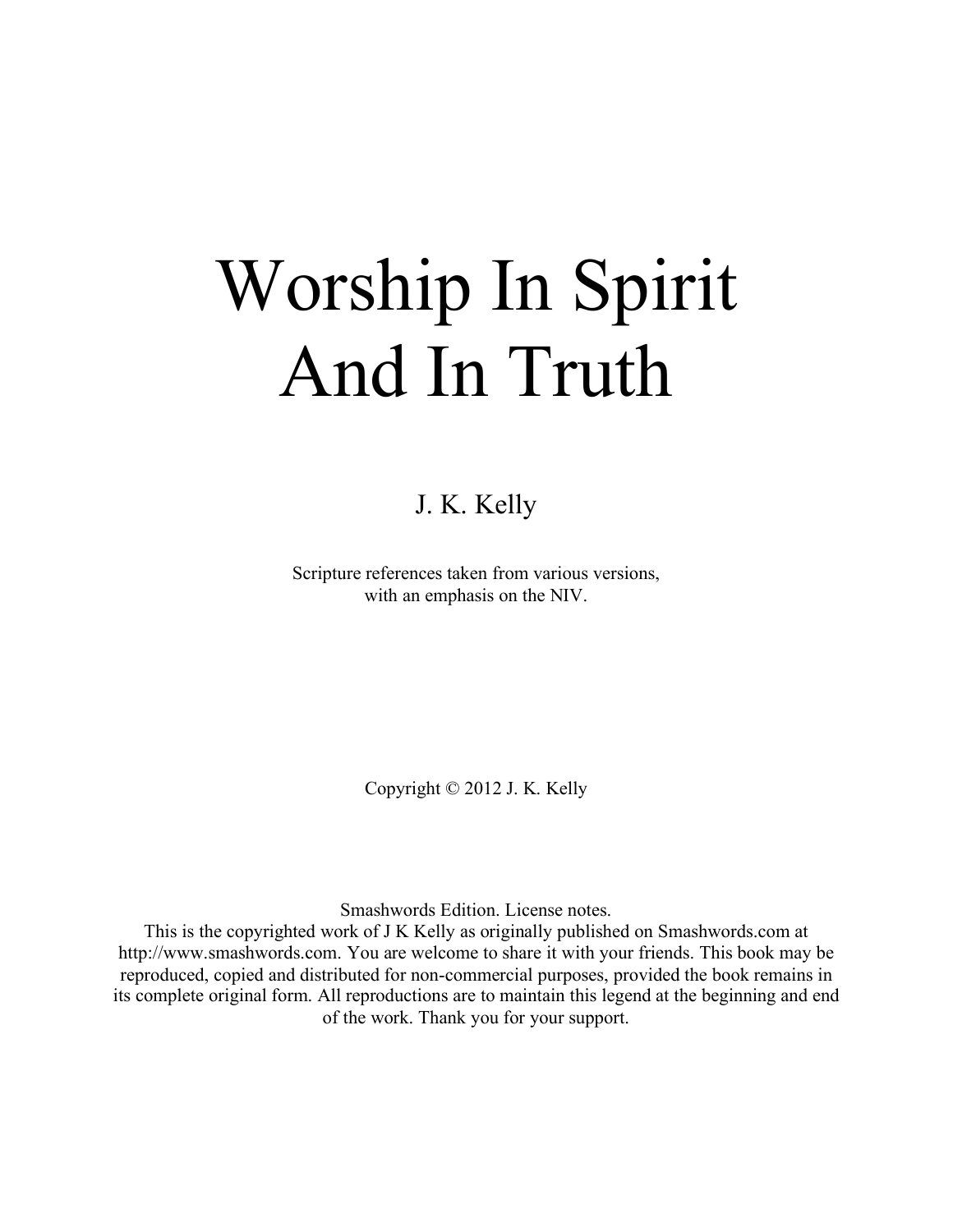# Worship In Spirit And In Truth

J. K. Kelly

Scripture references taken from various versions,
with an emphasis on the NIV.

Copyright © 2012 J. K. Kelly

Smashwords Edition. License notes.
This is the copyrighted work of J K Kelly as originally published on Smashwords.com at http://www.smashwords.com. You are welcome to share it with your friends. This book may be reproduced, copied and distributed for non-commercial purposes, provided the book remains in its complete original form. All reproductions are to maintain this legend at the beginning and end of the work. Thank you for your support.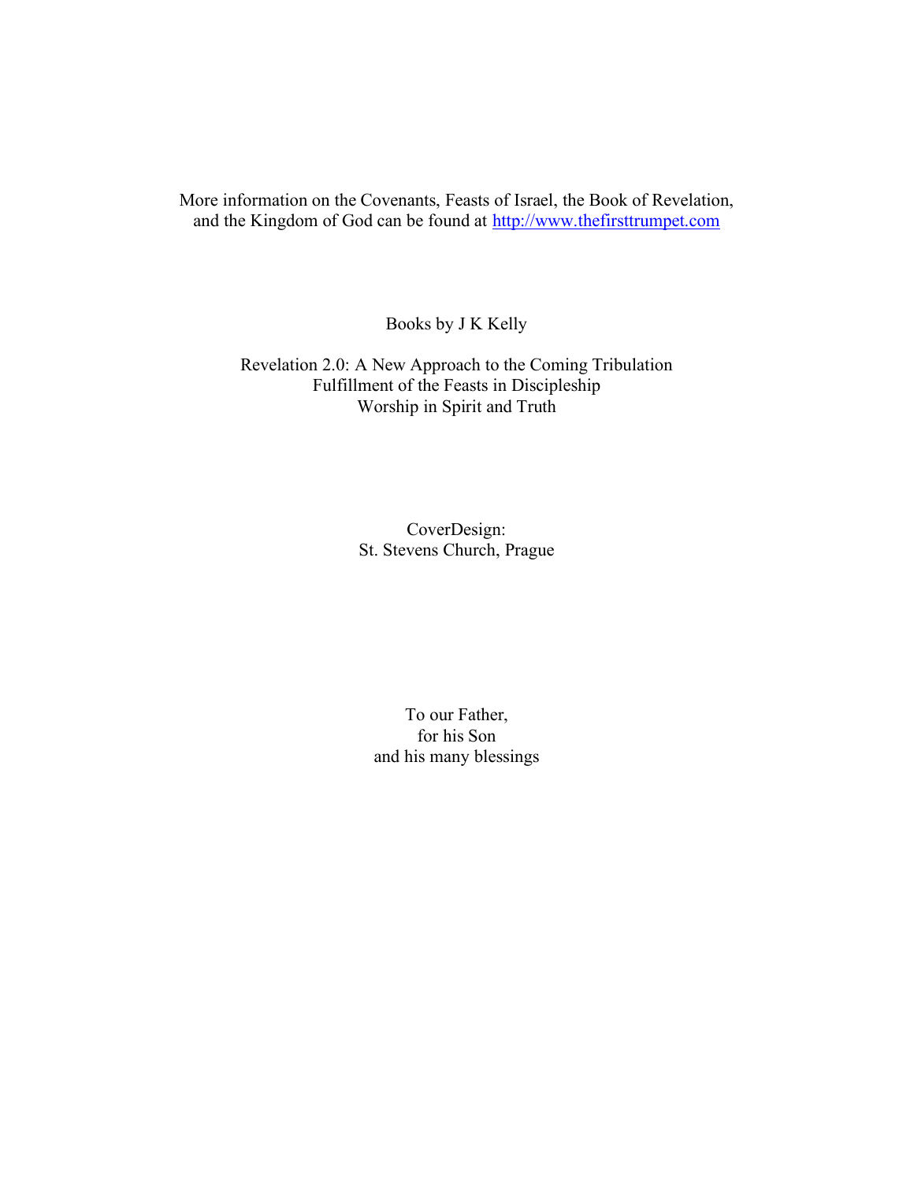More information on the Covenants, Feasts of Israel, the Book of Revelation, and the Kingdom of God can be found at http://www.thefirsttrumpet.com

Books by J K Kelly

Revelation 2.0: A New Approach to the Coming Tribulation
Fulfillment of the Feasts in Discipleship
Worship in Spirit and Truth

CoverDesign:
St. Stevens Church, Prague

To our Father,
for his Son
and his many blessings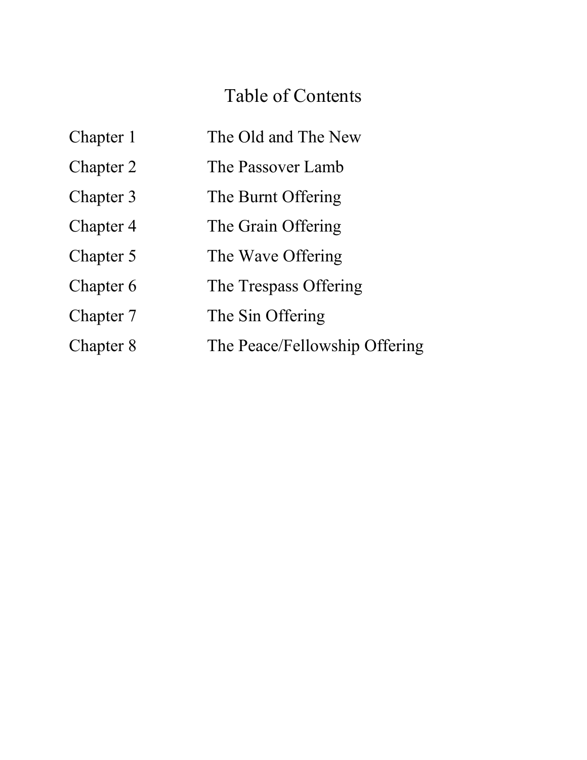# Table of Contents

| | |
|---|---|
| Chapter 1 | The Old and The New |
| Chapter 2 | The Passover Lamb |
| Chapter 3 | The Burnt Offering |
| Chapter 4 | The Grain Offering |
| Chapter 5 | The Wave Offering |
| Chapter 6 | The Trespass Offering |
| Chapter 7 | The Sin Offering |
| Chapter 8 | The Peace/Fellowship Offering |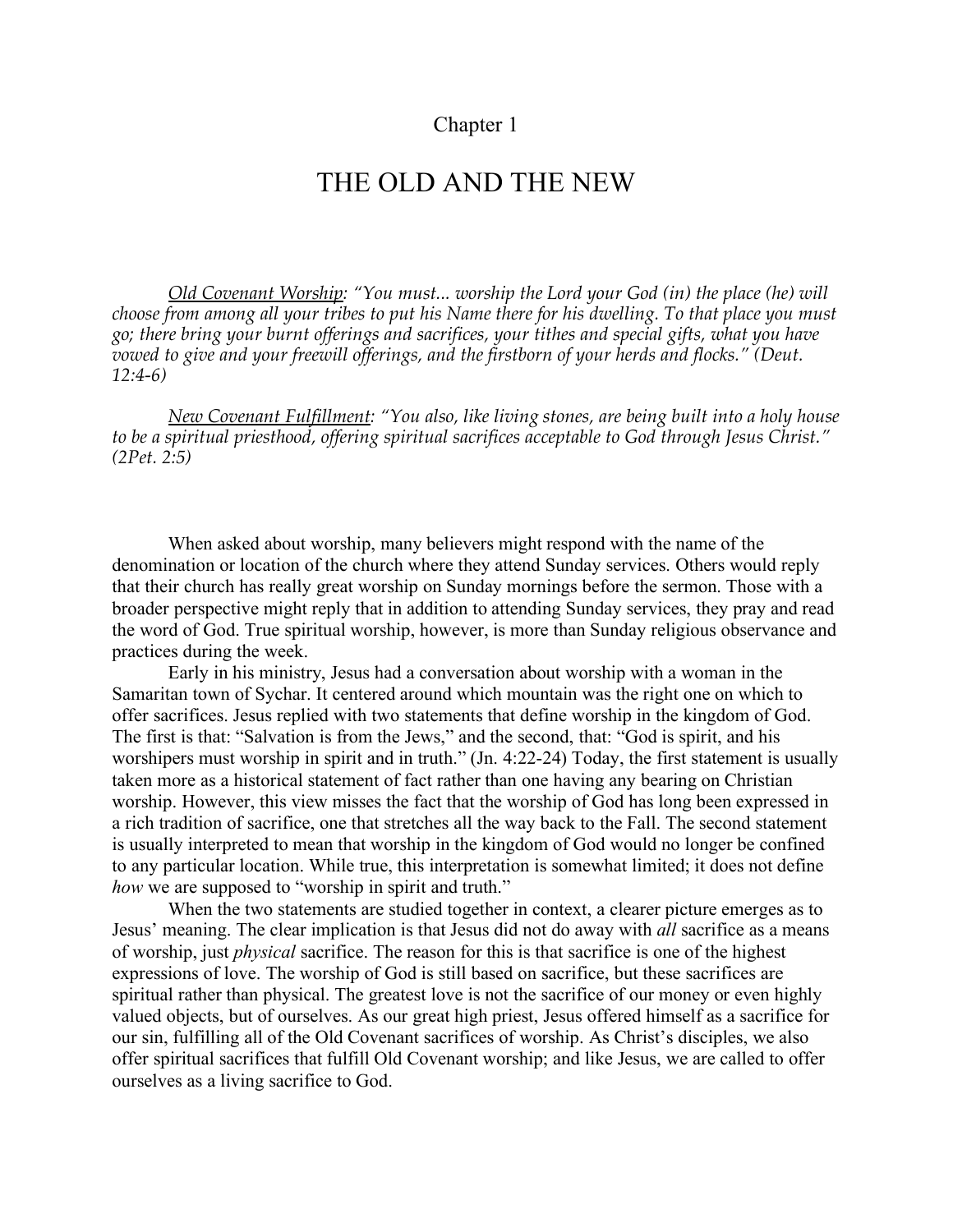Chapter 1

# THE OLD AND THE NEW

<u>Old Covenant Worship</u>: *"You must... worship the Lord your God (in) the place (he) will choose from among all your tribes to put his Name there for his dwelling. To that place you must go; there bring your burnt offerings and sacrifices, your tithes and special gifts, what you have vowed to give and your freewill offerings, and the firstborn of your herds and flocks." (Deut. 12:4-6)*

<u>New Covenant Fulfillment</u>: *"You also, like living stones, are being built into a holy house to be a spiritual priesthood, offering spiritual sacrifices acceptable to God through Jesus Christ." (2Pet. 2:5)*

When asked about worship, many believers might respond with the name of the denomination or location of the church where they attend Sunday services. Others would reply that their church has really great worship on Sunday mornings before the sermon. Those with a broader perspective might reply that in addition to attending Sunday services, they pray and read the word of God. True spiritual worship, however, is more than Sunday religious observance and practices during the week.

Early in his ministry, Jesus had a conversation about worship with a woman in the Samaritan town of Sychar. It centered around which mountain was the right one on which to offer sacrifices. Jesus replied with two statements that define worship in the kingdom of God. The first is that: "Salvation is from the Jews," and the second, that: "God is spirit, and his worshipers must worship in spirit and in truth." (Jn. 4:22-24) Today, the first statement is usually taken more as a historical statement of fact rather than one having any bearing on Christian worship. However, this view misses the fact that the worship of God has long been expressed in a rich tradition of sacrifice, one that stretches all the way back to the Fall. The second statement is usually interpreted to mean that worship in the kingdom of God would no longer be confined to any particular location. While true, this interpretation is somewhat limited; it does not define *how* we are supposed to "worship in spirit and truth."

When the two statements are studied together in context, a clearer picture emerges as to Jesus' meaning. The clear implication is that Jesus did not do away with *all* sacrifice as a means of worship, just *physical* sacrifice. The reason for this is that sacrifice is one of the highest expressions of love. The worship of God is still based on sacrifice, but these sacrifices are spiritual rather than physical. The greatest love is not the sacrifice of our money or even highly valued objects, but of ourselves. As our great high priest, Jesus offered himself as a sacrifice for our sin, fulfilling all of the Old Covenant sacrifices of worship. As Christ's disciples, we also offer spiritual sacrifices that fulfill Old Covenant worship; and like Jesus, we are called to offer ourselves as a living sacrifice to God.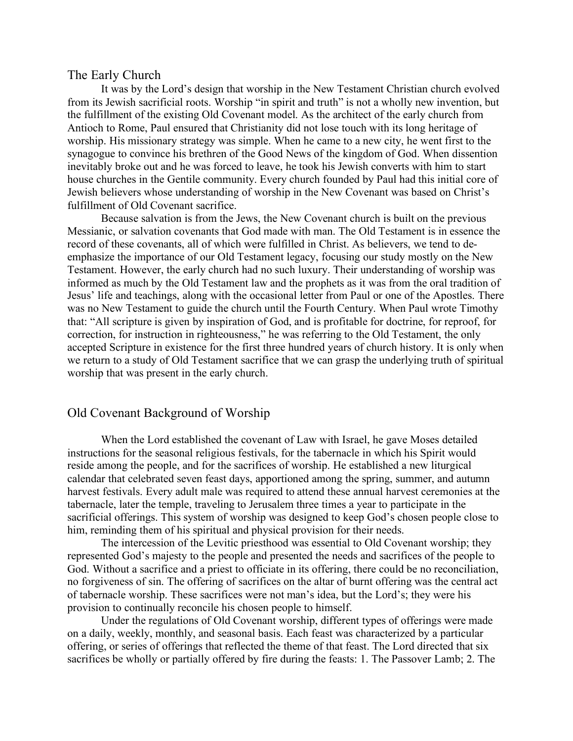## The Early Church

It was by the Lord's design that worship in the New Testament Christian church evolved from its Jewish sacrificial roots. Worship "in spirit and truth" is not a wholly new invention, but the fulfillment of the existing Old Covenant model. As the architect of the early church from Antioch to Rome, Paul ensured that Christianity did not lose touch with its long heritage of worship. His missionary strategy was simple. When he came to a new city, he went first to the synagogue to convince his brethren of the Good News of the kingdom of God. When dissention inevitably broke out and he was forced to leave, he took his Jewish converts with him to start house churches in the Gentile community. Every church founded by Paul had this initial core of Jewish believers whose understanding of worship in the New Covenant was based on Christ's fulfillment of Old Covenant sacrifice.

Because salvation is from the Jews, the New Covenant church is built on the previous Messianic, or salvation covenants that God made with man. The Old Testament is in essence the record of these covenants, all of which were fulfilled in Christ. As believers, we tend to de-emphasize the importance of our Old Testament legacy, focusing our study mostly on the New Testament. However, the early church had no such luxury. Their understanding of worship was informed as much by the Old Testament law and the prophets as it was from the oral tradition of Jesus' life and teachings, along with the occasional letter from Paul or one of the Apostles. There was no New Testament to guide the church until the Fourth Century. When Paul wrote Timothy that: "All scripture is given by inspiration of God, and is profitable for doctrine, for reproof, for correction, for instruction in righteousness," he was referring to the Old Testament, the only accepted Scripture in existence for the first three hundred years of church history. It is only when we return to a study of Old Testament sacrifice that we can grasp the underlying truth of spiritual worship that was present in the early church.

## Old Covenant Background of Worship

When the Lord established the covenant of Law with Israel, he gave Moses detailed instructions for the seasonal religious festivals, for the tabernacle in which his Spirit would reside among the people, and for the sacrifices of worship. He established a new liturgical calendar that celebrated seven feast days, apportioned among the spring, summer, and autumn harvest festivals. Every adult male was required to attend these annual harvest ceremonies at the tabernacle, later the temple, traveling to Jerusalem three times a year to participate in the sacrificial offerings. This system of worship was designed to keep God's chosen people close to him, reminding them of his spiritual and physical provision for their needs.

The intercession of the Levitic priesthood was essential to Old Covenant worship; they represented God's majesty to the people and presented the needs and sacrifices of the people to God. Without a sacrifice and a priest to officiate in its offering, there could be no reconciliation, no forgiveness of sin. The offering of sacrifices on the altar of burnt offering was the central act of tabernacle worship. These sacrifices were not man's idea, but the Lord's; they were his provision to continually reconcile his chosen people to himself.

Under the regulations of Old Covenant worship, different types of offerings were made on a daily, weekly, monthly, and seasonal basis. Each feast was characterized by a particular offering, or series of offerings that reflected the theme of that feast. The Lord directed that six sacrifices be wholly or partially offered by fire during the feasts: 1. The Passover Lamb; 2. The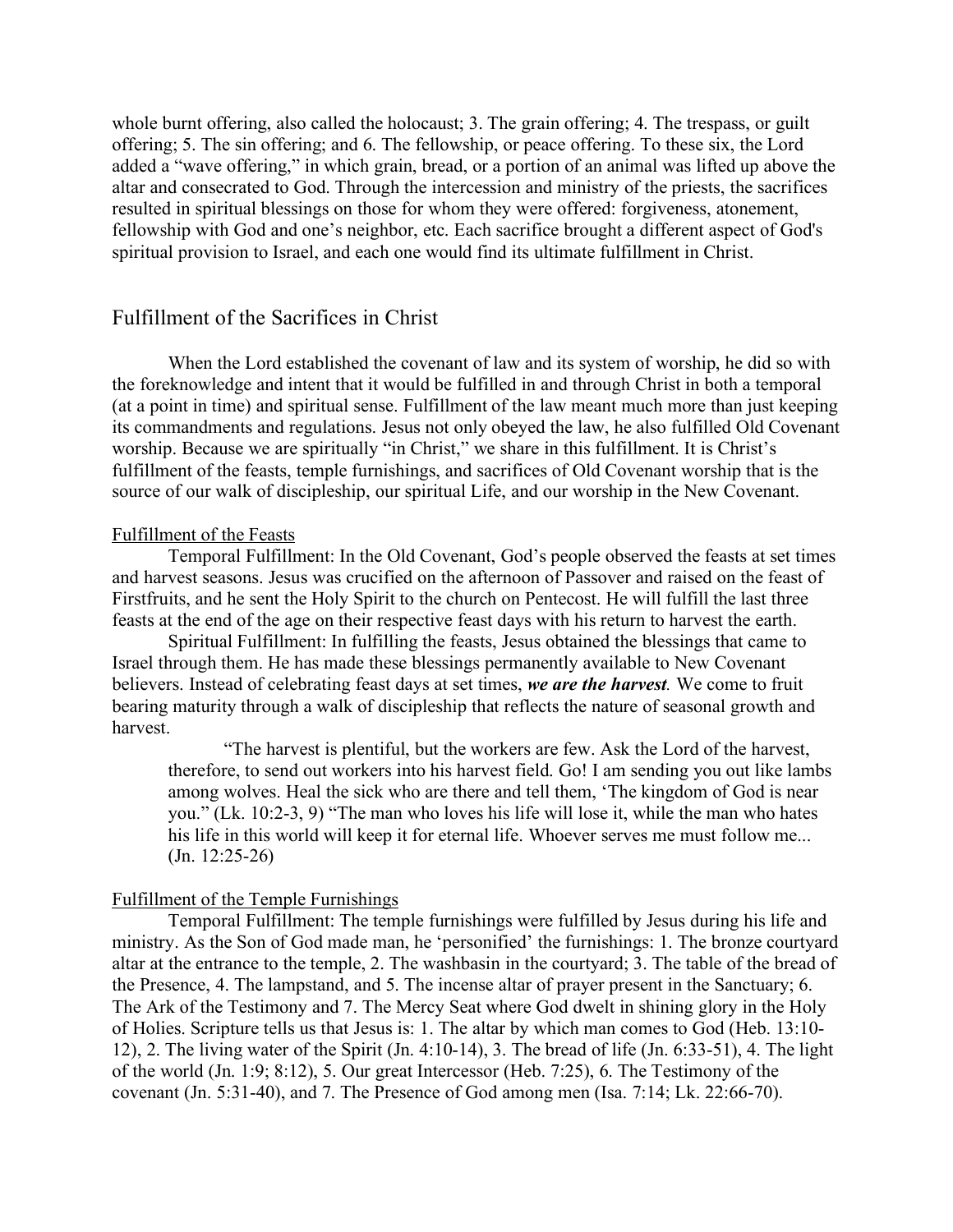whole burnt offering, also called the holocaust; 3. The grain offering; 4. The trespass, or guilt offering; 5. The sin offering; and 6. The fellowship, or peace offering. To these six, the Lord added a "wave offering," in which grain, bread, or a portion of an animal was lifted up above the altar and consecrated to God. Through the intercession and ministry of the priests, the sacrifices resulted in spiritual blessings on those for whom they were offered: forgiveness, atonement, fellowship with God and one's neighbor, etc. Each sacrifice brought a different aspect of God's spiritual provision to Israel, and each one would find its ultimate fulfillment in Christ.

## Fulfillment of the Sacrifices in Christ

When the Lord established the covenant of law and its system of worship, he did so with the foreknowledge and intent that it would be fulfilled in and through Christ in both a temporal (at a point in time) and spiritual sense. Fulfillment of the law meant much more than just keeping its commandments and regulations. Jesus not only obeyed the law, he also fulfilled Old Covenant worship. Because we are spiritually "in Christ," we share in this fulfillment. It is Christ's fulfillment of the feasts, temple furnishings, and sacrifices of Old Covenant worship that is the source of our walk of discipleship, our spiritual Life, and our worship in the New Covenant.

### Fulfillment of the Feasts

Temporal Fulfillment: In the Old Covenant, God's people observed the feasts at set times and harvest seasons. Jesus was crucified on the afternoon of Passover and raised on the feast of Firstfruits, and he sent the Holy Spirit to the church on Pentecost. He will fulfill the last three feasts at the end of the age on their respective feast days with his return to harvest the earth.

Spiritual Fulfillment: In fulfilling the feasts, Jesus obtained the blessings that came to Israel through them. He has made these blessings permanently available to New Covenant believers. Instead of celebrating feast days at set times, ***we are the harvest.*** We come to fruit bearing maturity through a walk of discipleship that reflects the nature of seasonal growth and harvest.

> "The harvest is plentiful, but the workers are few. Ask the Lord of the harvest, therefore, to send out workers into his harvest field. Go! I am sending you out like lambs among wolves. Heal the sick who are there and tell them, 'The kingdom of God is near you." (Lk. 10:2-3, 9) "The man who loves his life will lose it, while the man who hates his life in this world will keep it for eternal life. Whoever serves me must follow me... (Jn. 12:25-26)

### Fulfillment of the Temple Furnishings

Temporal Fulfillment: The temple furnishings were fulfilled by Jesus during his life and ministry. As the Son of God made man, he 'personified' the furnishings: 1. The bronze courtyard altar at the entrance to the temple, 2. The washbasin in the courtyard; 3. The table of the bread of the Presence, 4. The lampstand, and 5. The incense altar of prayer present in the Sanctuary; 6. The Ark of the Testimony and 7. The Mercy Seat where God dwelt in shining glory in the Holy of Holies. Scripture tells us that Jesus is: 1. The altar by which man comes to God (Heb. 13:10-12), 2. The living water of the Spirit (Jn. 4:10-14), 3. The bread of life (Jn. 6:33-51), 4. The light of the world (Jn. 1:9; 8:12), 5. Our great Intercessor (Heb. 7:25), 6. The Testimony of the covenant (Jn. 5:31-40), and 7. The Presence of God among men (Isa. 7:14; Lk. 22:66-70).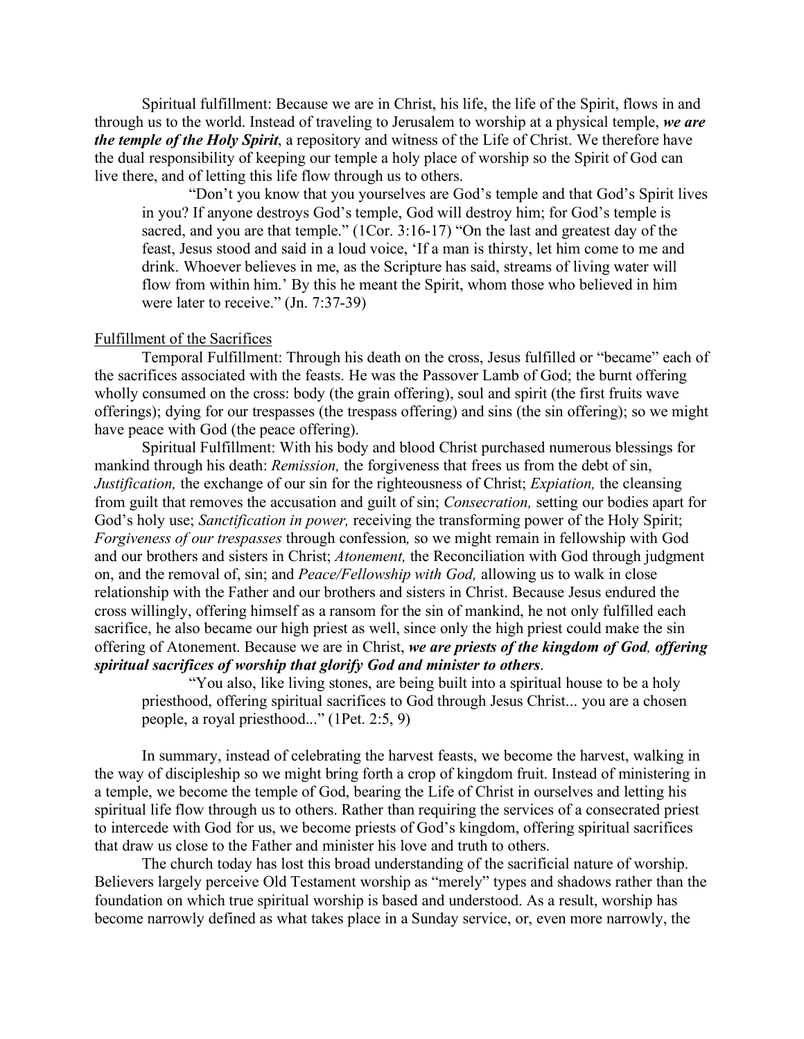Spiritual fulfillment: Because we are in Christ, his life, the life of the Spirit, flows in and through us to the world. Instead of traveling to Jerusalem to worship at a physical temple, ***we are the temple of the Holy Spirit***, a repository and witness of the Life of Christ. We therefore have the dual responsibility of keeping our temple a holy place of worship so the Spirit of God can live there, and of letting this life flow through us to others.

> "Don't you know that you yourselves are God's temple and that God's Spirit lives in you? If anyone destroys God's temple, God will destroy him; for God's temple is sacred, and you are that temple." (1Cor. 3:16-17) "On the last and greatest day of the feast, Jesus stood and said in a loud voice, 'If a man is thirsty, let him come to me and drink. Whoever believes in me, as the Scripture has said, streams of living water will flow from within him.' By this he meant the Spirit, whom those who believed in him were later to receive." (Jn. 7:37-39)

<u>Fulfillment of the Sacrifices</u>

Temporal Fulfillment: Through his death on the cross, Jesus fulfilled or "became" each of the sacrifices associated with the feasts. He was the Passover Lamb of God; the burnt offering wholly consumed on the cross: body (the grain offering), soul and spirit (the first fruits wave offerings); dying for our trespasses (the trespass offering) and sins (the sin offering); so we might have peace with God (the peace offering).

Spiritual Fulfillment: With his body and blood Christ purchased numerous blessings for mankind through his death: *Remission,* the forgiveness that frees us from the debt of sin, *Justification,* the exchange of our sin for the righteousness of Christ; *Expiation,* the cleansing from guilt that removes the accusation and guilt of sin; *Consecration,* setting our bodies apart for God's holy use; *Sanctification in power,* receiving the transforming power of the Holy Spirit; *Forgiveness of our trespasses* through confession*,* so we might remain in fellowship with God and our brothers and sisters in Christ; *Atonement,* the Reconciliation with God through judgment on, and the removal of, sin; and *Peace/Fellowship with God,* allowing us to walk in close relationship with the Father and our brothers and sisters in Christ. Because Jesus endured the cross willingly, offering himself as a ransom for the sin of mankind, he not only fulfilled each sacrifice, he also became our high priest as well, since only the high priest could make the sin offering of Atonement. Because we are in Christ, ***we are priests of the kingdom of God, offering spiritual sacrifices of worship that glorify God and minister to others***.

> "You also, like living stones, are being built into a spiritual house to be a holy priesthood, offering spiritual sacrifices to God through Jesus Christ... you are a chosen people, a royal priesthood..." (1Pet. 2:5, 9)

In summary, instead of celebrating the harvest feasts, we become the harvest, walking in the way of discipleship so we might bring forth a crop of kingdom fruit. Instead of ministering in a temple, we become the temple of God, bearing the Life of Christ in ourselves and letting his spiritual life flow through us to others. Rather than requiring the services of a consecrated priest to intercede with God for us, we become priests of God's kingdom, offering spiritual sacrifices that draw us close to the Father and minister his love and truth to others.

The church today has lost this broad understanding of the sacrificial nature of worship. Believers largely perceive Old Testament worship as "merely" types and shadows rather than the foundation on which true spiritual worship is based and understood. As a result, worship has become narrowly defined as what takes place in a Sunday service, or, even more narrowly, the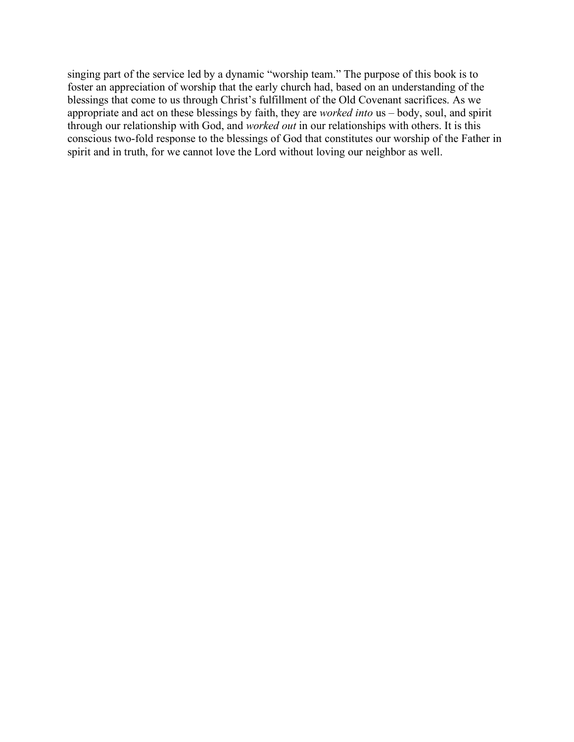singing part of the service led by a dynamic "worship team." The purpose of this book is to foster an appreciation of worship that the early church had, based on an understanding of the blessings that come to us through Christ's fulfillment of the Old Covenant sacrifices. As we appropriate and act on these blessings by faith, they are *worked into* us – body, soul, and spirit through our relationship with God, and *worked out* in our relationships with others. It is this conscious two-fold response to the blessings of God that constitutes our worship of the Father in spirit and in truth, for we cannot love the Lord without loving our neighbor as well.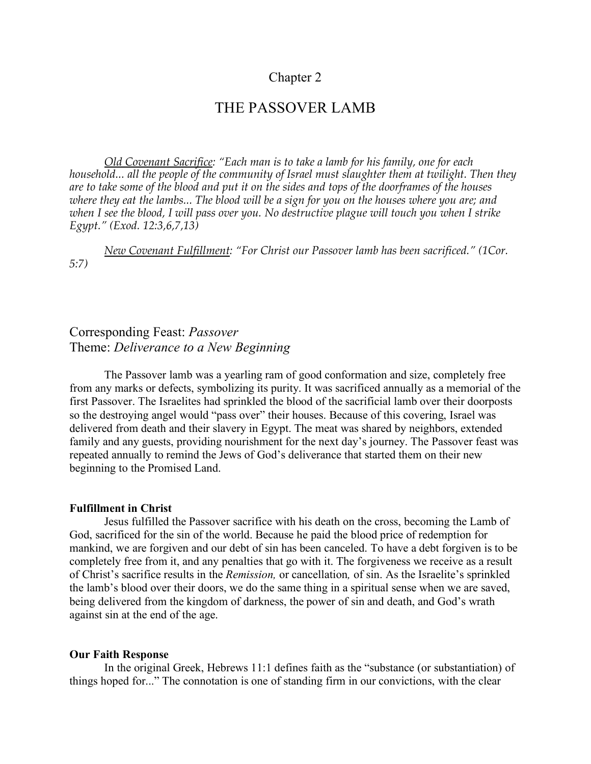Chapter 2

# THE PASSOVER LAMB

*<u>Old Covenant Sacrifice</u>: "Each man is to take a lamb for his family, one for each household... all the people of the community of Israel must slaughter them at twilight. Then they are to take some of the blood and put it on the sides and tops of the doorframes of the houses where they eat the lambs... The blood will be a sign for you on the houses where you are; and when I see the blood, I will pass over you. No destructive plague will touch you when I strike Egypt." (Exod. 12:3,6,7,13)*

*<u>New Covenant Fulfillment</u>: "For Christ our Passover lamb has been sacrificed." (1Cor. 5:7)*

## Corresponding Feast: *Passover*
## Theme: *Deliverance to a New Beginning*

The Passover lamb was a yearling ram of good conformation and size, completely free from any marks or defects, symbolizing its purity. It was sacrificed annually as a memorial of the first Passover. The Israelites had sprinkled the blood of the sacrificial lamb over their doorposts so the destroying angel would "pass over" their houses. Because of this covering, Israel was delivered from death and their slavery in Egypt. The meat was shared by neighbors, extended family and any guests, providing nourishment for the next day's journey. The Passover feast was repeated annually to remind the Jews of God's deliverance that started them on their new beginning to the Promised Land.

**Fulfillment in Christ**

Jesus fulfilled the Passover sacrifice with his death on the cross, becoming the Lamb of God, sacrificed for the sin of the world. Because he paid the blood price of redemption for mankind, we are forgiven and our debt of sin has been canceled. To have a debt forgiven is to be completely free from it, and any penalties that go with it. The forgiveness we receive as a result of Christ's sacrifice results in the *Remission,* or cancellation*,* of sin. As the Israelite's sprinkled the lamb's blood over their doors, we do the same thing in a spiritual sense when we are saved, being delivered from the kingdom of darkness, the power of sin and death, and God's wrath against sin at the end of the age.

**Our Faith Response**

In the original Greek, Hebrews 11:1 defines faith as the "substance (or substantiation) of things hoped for..." The connotation is one of standing firm in our convictions, with the clear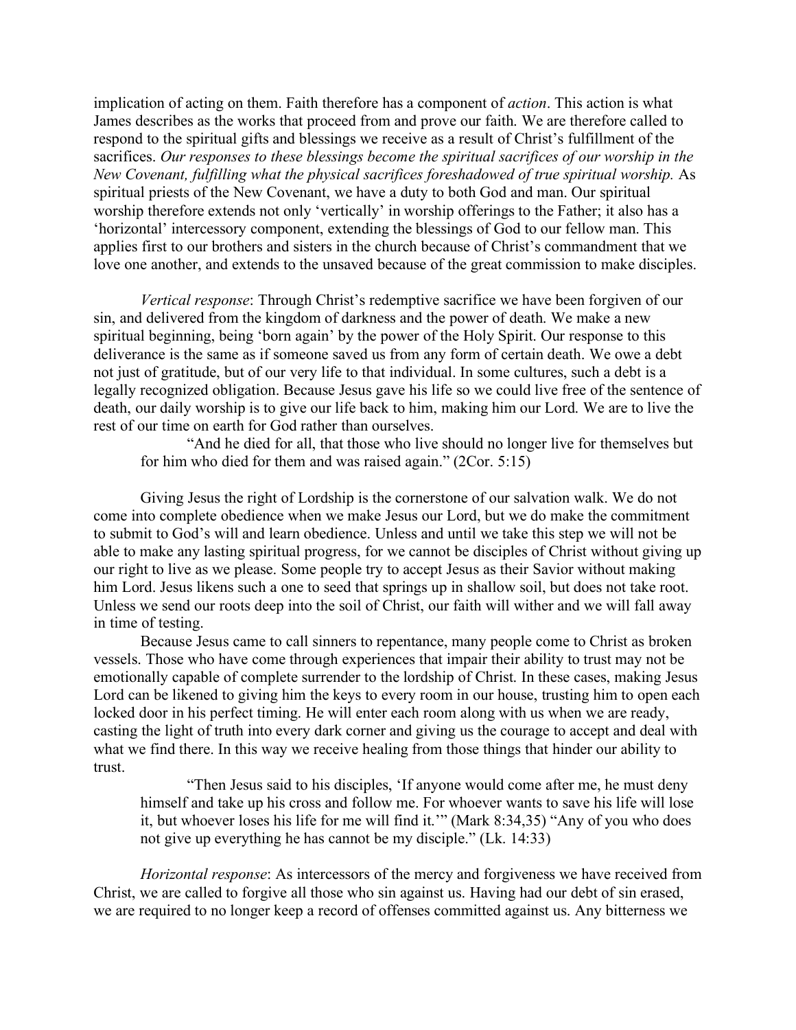implication of acting on them. Faith therefore has a component of *action*. This action is what James describes as the works that proceed from and prove our faith. We are therefore called to respond to the spiritual gifts and blessings we receive as a result of Christ's fulfillment of the sacrifices. *Our responses to these blessings become the spiritual sacrifices of our worship in the New Covenant, fulfilling what the physical sacrifices foreshadowed of true spiritual worship.* As spiritual priests of the New Covenant, we have a duty to both God and man. Our spiritual worship therefore extends not only 'vertically' in worship offerings to the Father; it also has a 'horizontal' intercessory component, extending the blessings of God to our fellow man. This applies first to our brothers and sisters in the church because of Christ's commandment that we love one another, and extends to the unsaved because of the great commission to make disciples.

*Vertical response*: Through Christ's redemptive sacrifice we have been forgiven of our sin, and delivered from the kingdom of darkness and the power of death. We make a new spiritual beginning, being 'born again' by the power of the Holy Spirit. Our response to this deliverance is the same as if someone saved us from any form of certain death. We owe a debt not just of gratitude, but of our very life to that individual. In some cultures, such a debt is a legally recognized obligation. Because Jesus gave his life so we could live free of the sentence of death, our daily worship is to give our life back to him, making him our Lord. We are to live the rest of our time on earth for God rather than ourselves.

> "And he died for all, that those who live should no longer live for themselves but for him who died for them and was raised again." (2Cor. 5:15)

Giving Jesus the right of Lordship is the cornerstone of our salvation walk. We do not come into complete obedience when we make Jesus our Lord, but we do make the commitment to submit to God's will and learn obedience. Unless and until we take this step we will not be able to make any lasting spiritual progress, for we cannot be disciples of Christ without giving up our right to live as we please. Some people try to accept Jesus as their Savior without making him Lord. Jesus likens such a one to seed that springs up in shallow soil, but does not take root. Unless we send our roots deep into the soil of Christ, our faith will wither and we will fall away in time of testing.

Because Jesus came to call sinners to repentance, many people come to Christ as broken vessels. Those who have come through experiences that impair their ability to trust may not be emotionally capable of complete surrender to the lordship of Christ. In these cases, making Jesus Lord can be likened to giving him the keys to every room in our house, trusting him to open each locked door in his perfect timing. He will enter each room along with us when we are ready, casting the light of truth into every dark corner and giving us the courage to accept and deal with what we find there. In this way we receive healing from those things that hinder our ability to trust.

> "Then Jesus said to his disciples, 'If anyone would come after me, he must deny himself and take up his cross and follow me. For whoever wants to save his life will lose it, but whoever loses his life for me will find it.'" (Mark 8:34,35) "Any of you who does not give up everything he has cannot be my disciple." (Lk. 14:33)

*Horizontal response*: As intercessors of the mercy and forgiveness we have received from Christ, we are called to forgive all those who sin against us. Having had our debt of sin erased, we are required to no longer keep a record of offenses committed against us. Any bitterness we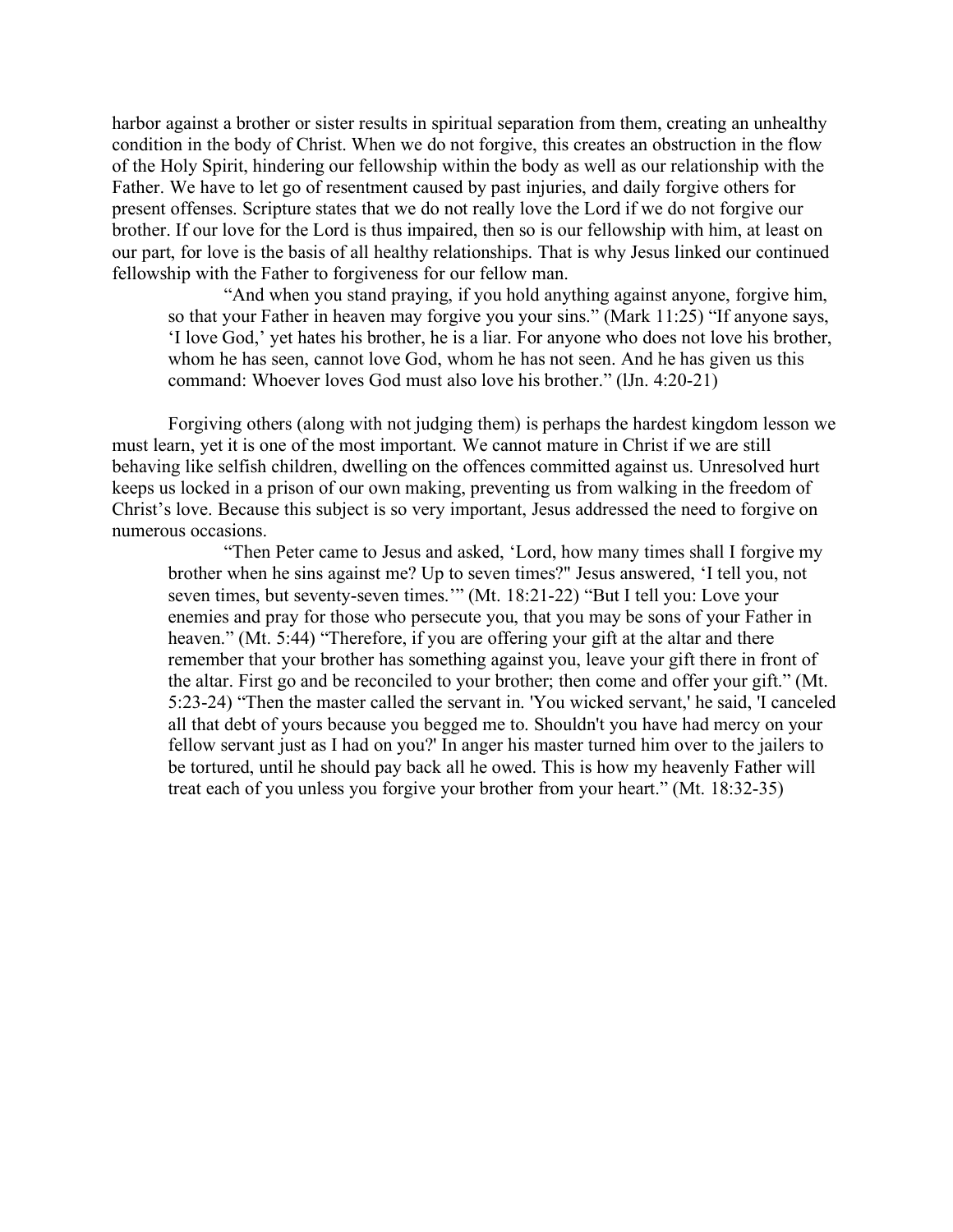harbor against a brother or sister results in spiritual separation from them, creating an unhealthy condition in the body of Christ. When we do not forgive, this creates an obstruction in the flow of the Holy Spirit, hindering our fellowship within the body as well as our relationship with the Father. We have to let go of resentment caused by past injuries, and daily forgive others for present offenses. Scripture states that we do not really love the Lord if we do not forgive our brother. If our love for the Lord is thus impaired, then so is our fellowship with him, at least on our part, for love is the basis of all healthy relationships. That is why Jesus linked our continued fellowship with the Father to forgiveness for our fellow man.

> "And when you stand praying, if you hold anything against anyone, forgive him, so that your Father in heaven may forgive you your sins." (Mark 11:25) "If anyone says, 'I love God,' yet hates his brother, he is a liar. For anyone who does not love his brother, whom he has seen, cannot love God, whom he has not seen. And he has given us this command: Whoever loves God must also love his brother." (lJn. 4:20-21)

Forgiving others (along with not judging them) is perhaps the hardest kingdom lesson we must learn, yet it is one of the most important. We cannot mature in Christ if we are still behaving like selfish children, dwelling on the offences committed against us. Unresolved hurt keeps us locked in a prison of our own making, preventing us from walking in the freedom of Christ's love. Because this subject is so very important, Jesus addressed the need to forgive on numerous occasions.

> "Then Peter came to Jesus and asked, 'Lord, how many times shall I forgive my brother when he sins against me? Up to seven times?" Jesus answered, 'I tell you, not seven times, but seventy-seven times.'" (Mt. 18:21-22) "But I tell you: Love your enemies and pray for those who persecute you, that you may be sons of your Father in heaven." (Mt. 5:44) "Therefore, if you are offering your gift at the altar and there remember that your brother has something against you, leave your gift there in front of the altar. First go and be reconciled to your brother; then come and offer your gift." (Mt. 5:23-24) "Then the master called the servant in. 'You wicked servant,' he said, 'I canceled all that debt of yours because you begged me to. Shouldn't you have had mercy on your fellow servant just as I had on you?' In anger his master turned him over to the jailers to be tortured, until he should pay back all he owed. This is how my heavenly Father will treat each of you unless you forgive your brother from your heart." (Mt. 18:32-35)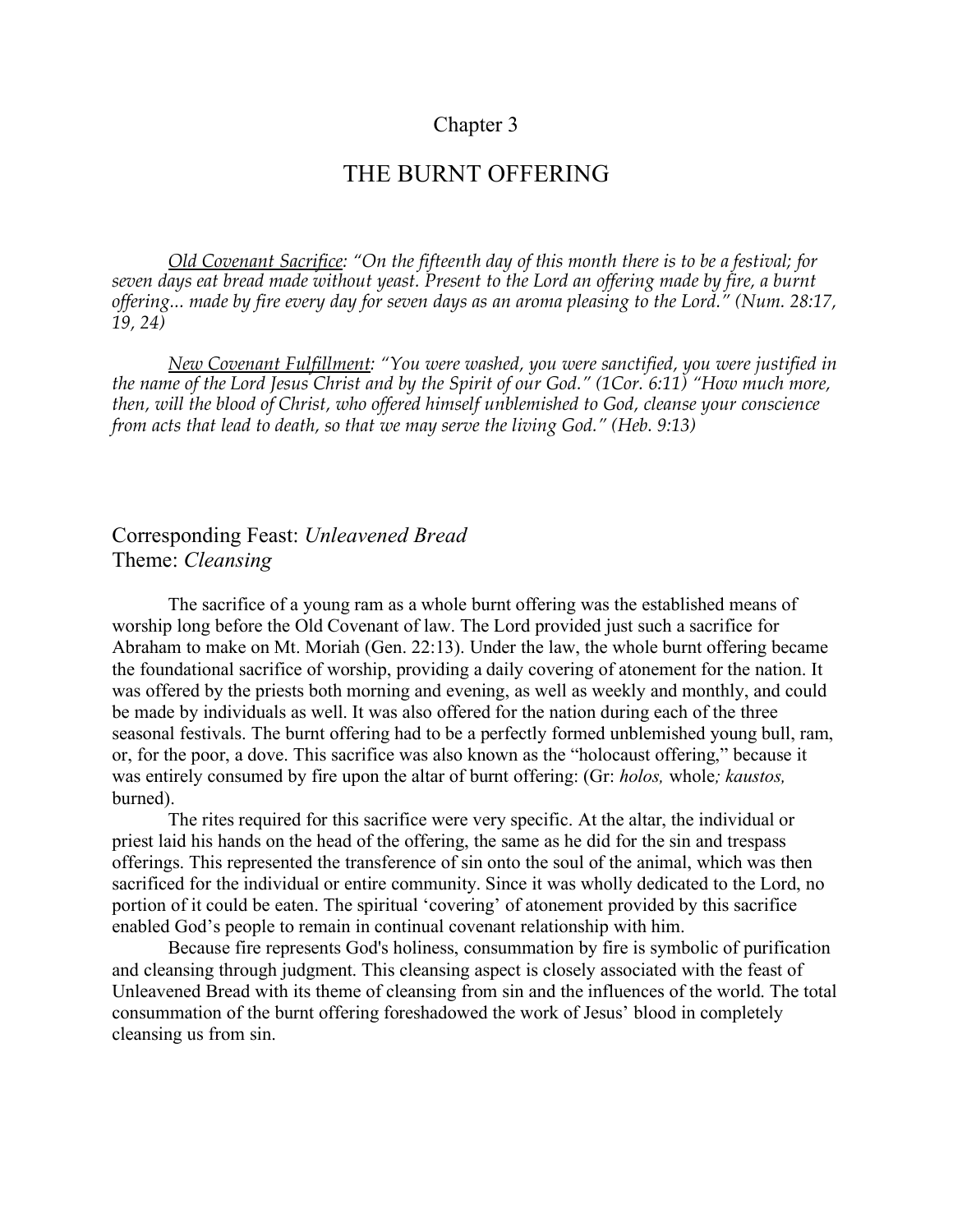Chapter 3

# THE BURNT OFFERING

*<u>Old Covenant Sacrifice</u>: "On the fifteenth day of this month there is to be a festival; for seven days eat bread made without yeast. Present to the Lord an offering made by fire, a burnt offering... made by fire every day for seven days as an aroma pleasing to the Lord." (Num. 28:17, 19, 24)*

*<u>New Covenant Fulfillment</u>: "You were washed, you were sanctified, you were justified in the name of the Lord Jesus Christ and by the Spirit of our God." (1Cor. 6:11) "How much more, then, will the blood of Christ, who offered himself unblemished to God, cleanse your conscience from acts that lead to death, so that we may serve the living God." (Heb. 9:13)*

## Corresponding Feast: *Unleavened Bread*
## Theme: *Cleansing*

The sacrifice of a young ram as a whole burnt offering was the established means of worship long before the Old Covenant of law. The Lord provided just such a sacrifice for Abraham to make on Mt. Moriah (Gen. 22:13). Under the law, the whole burnt offering became the foundational sacrifice of worship, providing a daily covering of atonement for the nation. It was offered by the priests both morning and evening, as well as weekly and monthly, and could be made by individuals as well. It was also offered for the nation during each of the three seasonal festivals. The burnt offering had to be a perfectly formed unblemished young bull, ram, or, for the poor, a dove. This sacrifice was also known as the "holocaust offering," because it was entirely consumed by fire upon the altar of burnt offering: (Gr: *holos,* whole*; kaustos,* burned).

The rites required for this sacrifice were very specific. At the altar, the individual or priest laid his hands on the head of the offering, the same as he did for the sin and trespass offerings. This represented the transference of sin onto the soul of the animal, which was then sacrificed for the individual or entire community. Since it was wholly dedicated to the Lord, no portion of it could be eaten. The spiritual 'covering' of atonement provided by this sacrifice enabled God's people to remain in continual covenant relationship with him.

Because fire represents God's holiness, consummation by fire is symbolic of purification and cleansing through judgment. This cleansing aspect is closely associated with the feast of Unleavened Bread with its theme of cleansing from sin and the influences of the world. The total consummation of the burnt offering foreshadowed the work of Jesus' blood in completely cleansing us from sin.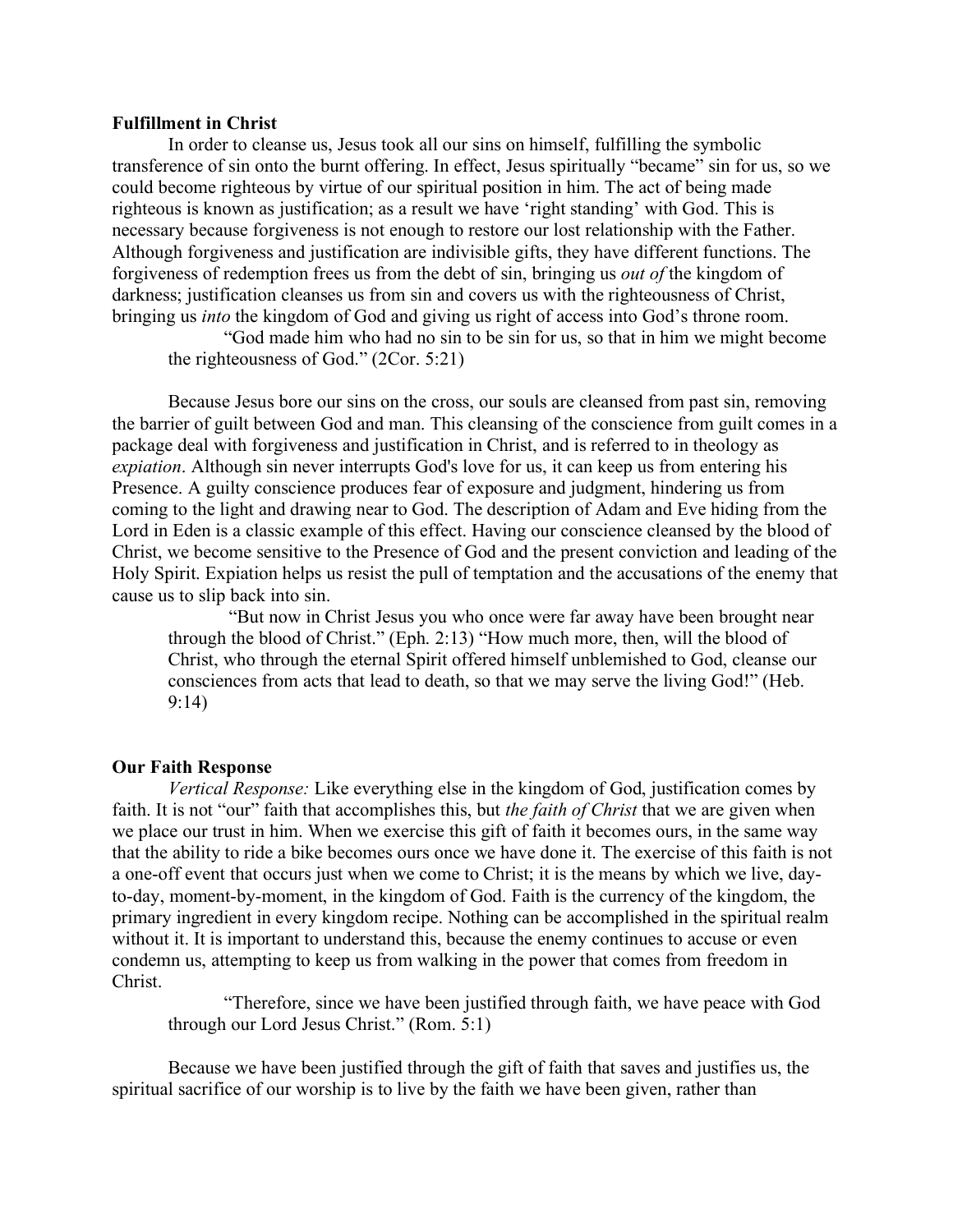**Fulfillment in Christ**

In order to cleanse us, Jesus took all our sins on himself, fulfilling the symbolic transference of sin onto the burnt offering. In effect, Jesus spiritually "became" sin for us, so we could become righteous by virtue of our spiritual position in him. The act of being made righteous is known as justification; as a result we have 'right standing' with God. This is necessary because forgiveness is not enough to restore our lost relationship with the Father. Although forgiveness and justification are indivisible gifts, they have different functions. The forgiveness of redemption frees us from the debt of sin, bringing us *out of* the kingdom of darkness; justification cleanses us from sin and covers us with the righteousness of Christ, bringing us *into* the kingdom of God and giving us right of access into God's throne room.

> "God made him who had no sin to be sin for us, so that in him we might become the righteousness of God." (2Cor. 5:21)

Because Jesus bore our sins on the cross, our souls are cleansed from past sin, removing the barrier of guilt between God and man. This cleansing of the conscience from guilt comes in a package deal with forgiveness and justification in Christ, and is referred to in theology as *expiation*. Although sin never interrupts God's love for us, it can keep us from entering his Presence. A guilty conscience produces fear of exposure and judgment, hindering us from coming to the light and drawing near to God. The description of Adam and Eve hiding from the Lord in Eden is a classic example of this effect. Having our conscience cleansed by the blood of Christ, we become sensitive to the Presence of God and the present conviction and leading of the Holy Spirit. Expiation helps us resist the pull of temptation and the accusations of the enemy that cause us to slip back into sin.

> "But now in Christ Jesus you who once were far away have been brought near through the blood of Christ." (Eph. 2:13) "How much more, then, will the blood of Christ, who through the eternal Spirit offered himself unblemished to God, cleanse our consciences from acts that lead to death, so that we may serve the living God!" (Heb. 9:14)

**Our Faith Response**

*Vertical Response:* Like everything else in the kingdom of God, justification comes by faith. It is not "our" faith that accomplishes this, but *the faith of Christ* that we are given when we place our trust in him. When we exercise this gift of faith it becomes ours, in the same way that the ability to ride a bike becomes ours once we have done it. The exercise of this faith is not a one-off event that occurs just when we come to Christ; it is the means by which we live, day-to-day, moment-by-moment, in the kingdom of God. Faith is the currency of the kingdom, the primary ingredient in every kingdom recipe. Nothing can be accomplished in the spiritual realm without it. It is important to understand this, because the enemy continues to accuse or even condemn us, attempting to keep us from walking in the power that comes from freedom in Christ.

> "Therefore, since we have been justified through faith, we have peace with God through our Lord Jesus Christ." (Rom. 5:1)

Because we have been justified through the gift of faith that saves and justifies us, the spiritual sacrifice of our worship is to live by the faith we have been given, rather than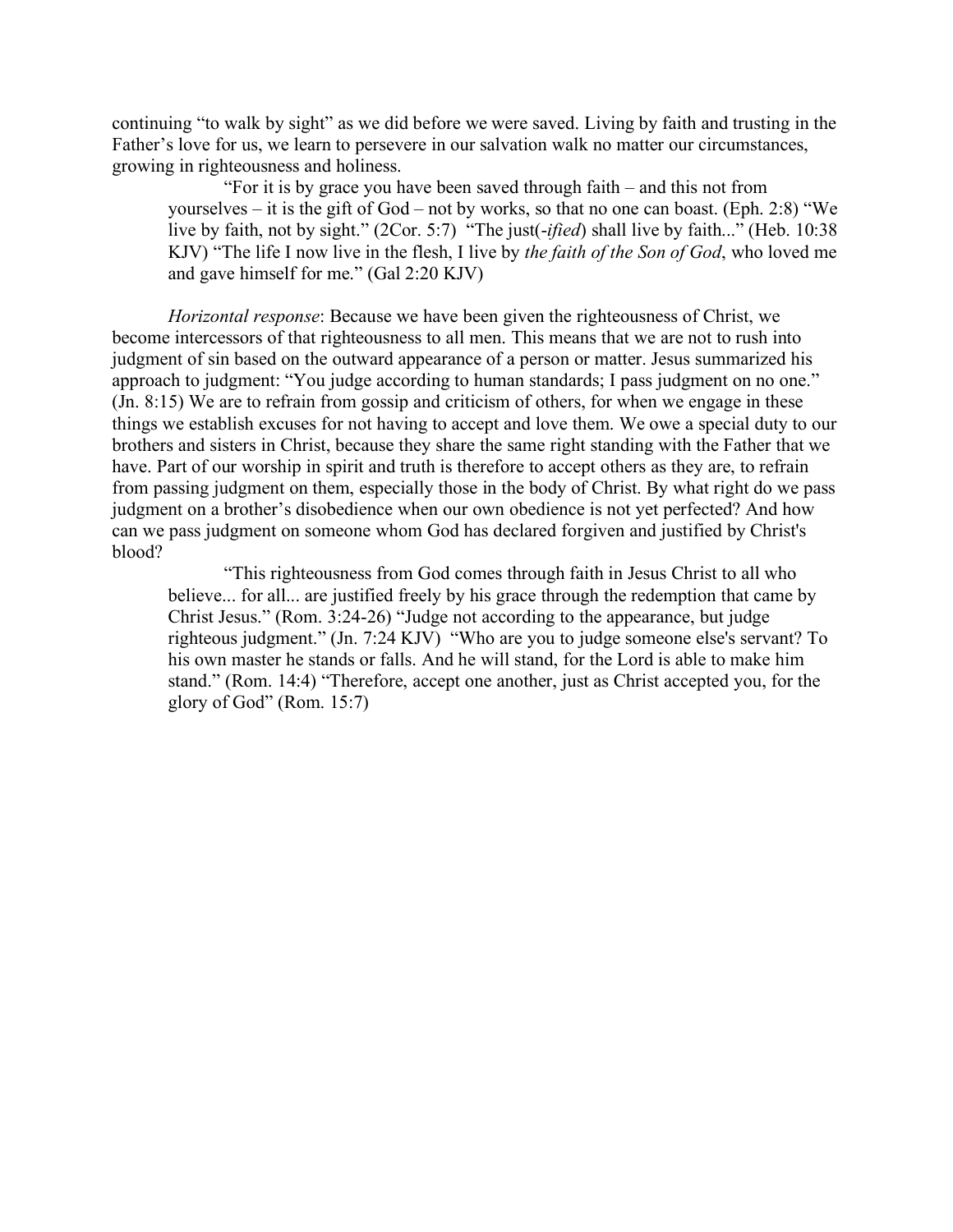continuing "to walk by sight" as we did before we were saved. Living by faith and trusting in the Father's love for us, we learn to persevere in our salvation walk no matter our circumstances, growing in righteousness and holiness.

> "For it is by grace you have been saved through faith – and this not from yourselves – it is the gift of God – not by works, so that no one can boast. (Eph. 2:8) "We live by faith, not by sight." (2Cor. 5:7) "The just(-*ified*) shall live by faith..." (Heb. 10:38 KJV) "The life I now live in the flesh, I live by *the faith of the Son of God*, who loved me and gave himself for me." (Gal 2:20 KJV)

*Horizontal response*: Because we have been given the righteousness of Christ, we become intercessors of that righteousness to all men. This means that we are not to rush into judgment of sin based on the outward appearance of a person or matter. Jesus summarized his approach to judgment: "You judge according to human standards; I pass judgment on no one." (Jn. 8:15) We are to refrain from gossip and criticism of others, for when we engage in these things we establish excuses for not having to accept and love them. We owe a special duty to our brothers and sisters in Christ, because they share the same right standing with the Father that we have. Part of our worship in spirit and truth is therefore to accept others as they are, to refrain from passing judgment on them, especially those in the body of Christ. By what right do we pass judgment on a brother's disobedience when our own obedience is not yet perfected? And how can we pass judgment on someone whom God has declared forgiven and justified by Christ's blood?

> "This righteousness from God comes through faith in Jesus Christ to all who believe... for all... are justified freely by his grace through the redemption that came by Christ Jesus." (Rom. 3:24-26) "Judge not according to the appearance, but judge righteous judgment." (Jn. 7:24 KJV) "Who are you to judge someone else's servant? To his own master he stands or falls. And he will stand, for the Lord is able to make him stand." (Rom. 14:4) "Therefore, accept one another, just as Christ accepted you, for the glory of God" (Rom. 15:7)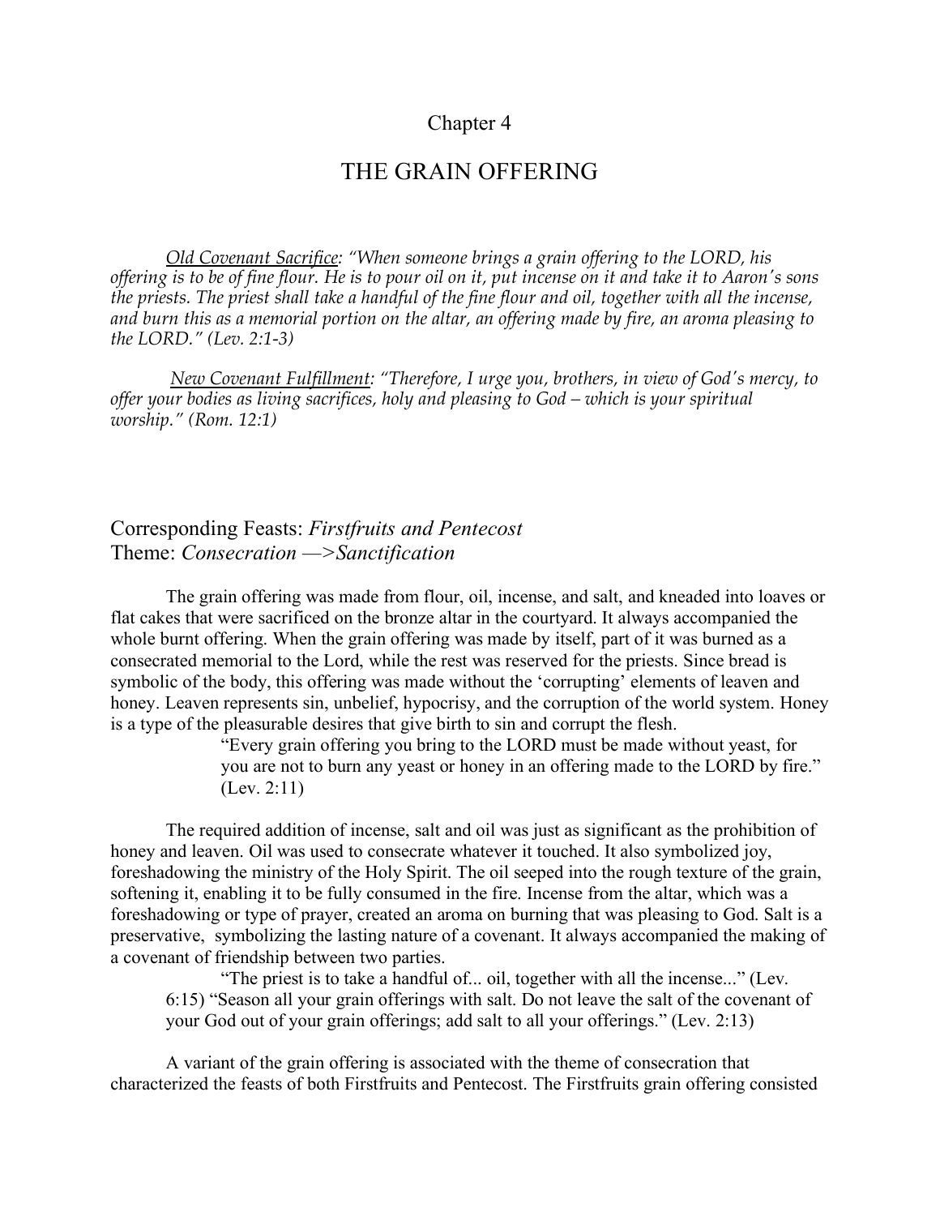Chapter 4

# THE GRAIN OFFERING

*Old Covenant Sacrifice: "When someone brings a grain offering to the LORD, his offering is to be of fine flour. He is to pour oil on it, put incense on it and take it to Aaron's sons the priests. The priest shall take a handful of the fine flour and oil, together with all the incense, and burn this as a memorial portion on the altar, an offering made by fire, an aroma pleasing to the LORD." (Lev. 2:1-3)*

*New Covenant Fulfillment: "Therefore, I urge you, brothers, in view of God's mercy, to offer your bodies as living sacrifices, holy and pleasing to God – which is your spiritual worship." (Rom. 12:1)*

## Corresponding Feasts: *Firstfruits and Pentecost*
## Theme: *Consecration —>Sanctification*

The grain offering was made from flour, oil, incense, and salt, and kneaded into loaves or flat cakes that were sacrificed on the bronze altar in the courtyard. It always accompanied the whole burnt offering. When the grain offering was made by itself, part of it was burned as a consecrated memorial to the Lord, while the rest was reserved for the priests. Since bread is symbolic of the body, this offering was made without the 'corrupting' elements of leaven and honey. Leaven represents sin, unbelief, hypocrisy, and the corruption of the world system. Honey is a type of the pleasurable desires that give birth to sin and corrupt the flesh.

> "Every grain offering you bring to the LORD must be made without yeast, for you are not to burn any yeast or honey in an offering made to the LORD by fire." (Lev. 2:11)

The required addition of incense, salt and oil was just as significant as the prohibition of honey and leaven. Oil was used to consecrate whatever it touched. It also symbolized joy, foreshadowing the ministry of the Holy Spirit. The oil seeped into the rough texture of the grain, softening it, enabling it to be fully consumed in the fire. Incense from the altar, which was a foreshadowing or type of prayer, created an aroma on burning that was pleasing to God. Salt is a preservative, symbolizing the lasting nature of a covenant. It always accompanied the making of a covenant of friendship between two parties.

> "The priest is to take a handful of... oil, together with all the incense..." (Lev. 6:15) "Season all your grain offerings with salt. Do not leave the salt of the covenant of your God out of your grain offerings; add salt to all your offerings." (Lev. 2:13)

A variant of the grain offering is associated with the theme of consecration that characterized the feasts of both Firstfruits and Pentecost. The Firstfruits grain offering consisted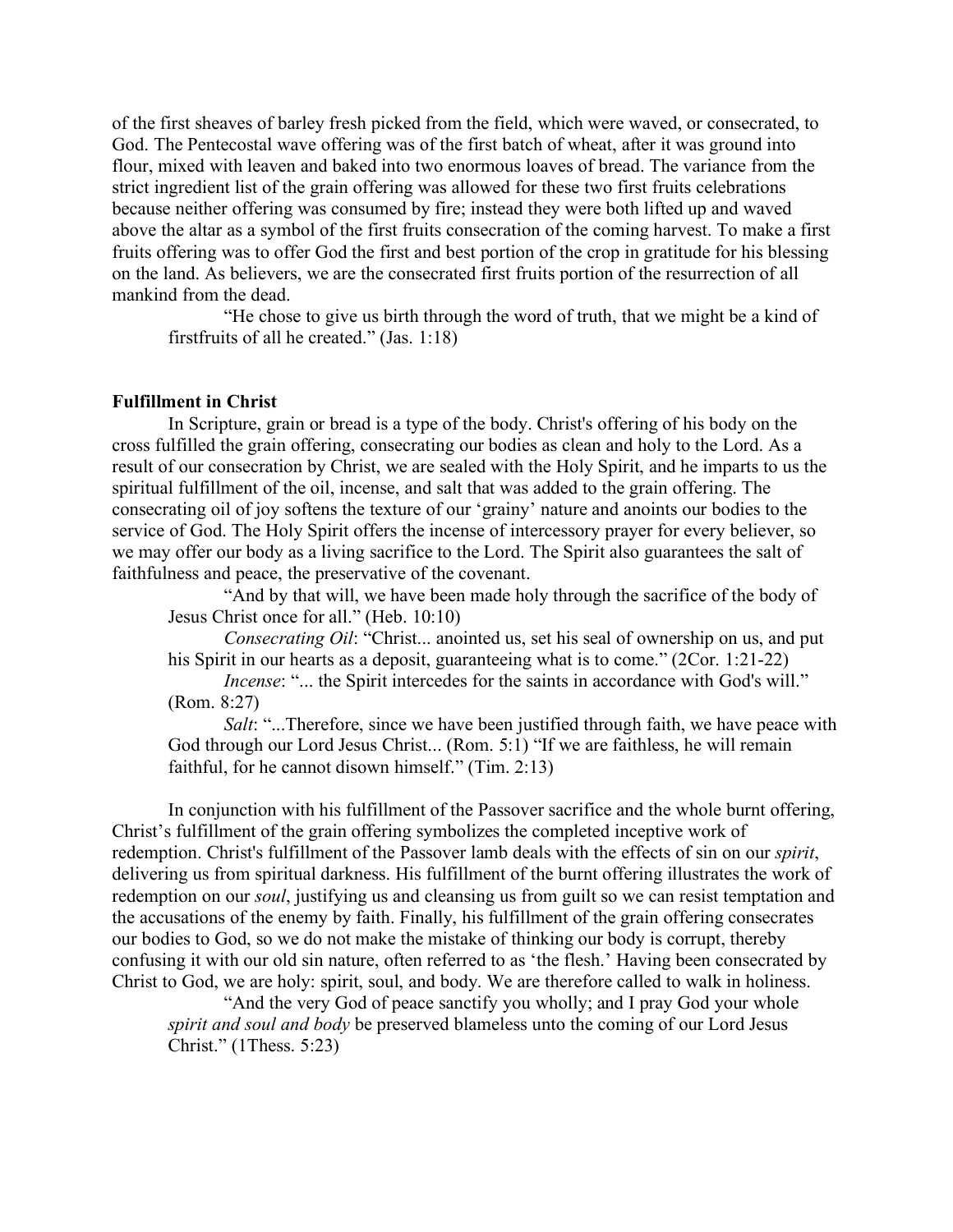of the first sheaves of barley fresh picked from the field, which were waved, or consecrated, to God. The Pentecostal wave offering was of the first batch of wheat, after it was ground into flour, mixed with leaven and baked into two enormous loaves of bread. The variance from the strict ingredient list of the grain offering was allowed for these two first fruits celebrations because neither offering was consumed by fire; instead they were both lifted up and waved above the altar as a symbol of the first fruits consecration of the coming harvest. To make a first fruits offering was to offer God the first and best portion of the crop in gratitude for his blessing on the land. As believers, we are the consecrated first fruits portion of the resurrection of all mankind from the dead.

> "He chose to give us birth through the word of truth, that we might be a kind of firstfruits of all he created." (Jas. 1:18)

**Fulfillment in Christ**

In Scripture, grain or bread is a type of the body. Christ's offering of his body on the cross fulfilled the grain offering, consecrating our bodies as clean and holy to the Lord. As a result of our consecration by Christ, we are sealed with the Holy Spirit, and he imparts to us the spiritual fulfillment of the oil, incense, and salt that was added to the grain offering. The consecrating oil of joy softens the texture of our 'grainy' nature and anoints our bodies to the service of God. The Holy Spirit offers the incense of intercessory prayer for every believer, so we may offer our body as a living sacrifice to the Lord. The Spirit also guarantees the salt of faithfulness and peace, the preservative of the covenant.

> "And by that will, we have been made holy through the sacrifice of the body of Jesus Christ once for all." (Heb. 10:10)
>
> *Consecrating Oil*: "Christ... anointed us, set his seal of ownership on us, and put his Spirit in our hearts as a deposit, guaranteeing what is to come." (2Cor. 1:21-22)
>
> *Incense*: "... the Spirit intercedes for the saints in accordance with God's will." (Rom. 8:27)
>
> *Salt*: "...Therefore, since we have been justified through faith, we have peace with God through our Lord Jesus Christ... (Rom. 5:1) "If we are faithless, he will remain faithful, for he cannot disown himself." (Tim. 2:13)

In conjunction with his fulfillment of the Passover sacrifice and the whole burnt offering, Christ's fulfillment of the grain offering symbolizes the completed inceptive work of redemption. Christ's fulfillment of the Passover lamb deals with the effects of sin on our *spirit*, delivering us from spiritual darkness. His fulfillment of the burnt offering illustrates the work of redemption on our *soul*, justifying us and cleansing us from guilt so we can resist temptation and the accusations of the enemy by faith. Finally, his fulfillment of the grain offering consecrates our bodies to God, so we do not make the mistake of thinking our body is corrupt, thereby confusing it with our old sin nature, often referred to as 'the flesh.' Having been consecrated by Christ to God, we are holy: spirit, soul, and body. We are therefore called to walk in holiness.

> "And the very God of peace sanctify you wholly; and I pray God your whole *spirit and soul and body* be preserved blameless unto the coming of our Lord Jesus Christ." (1Thess. 5:23)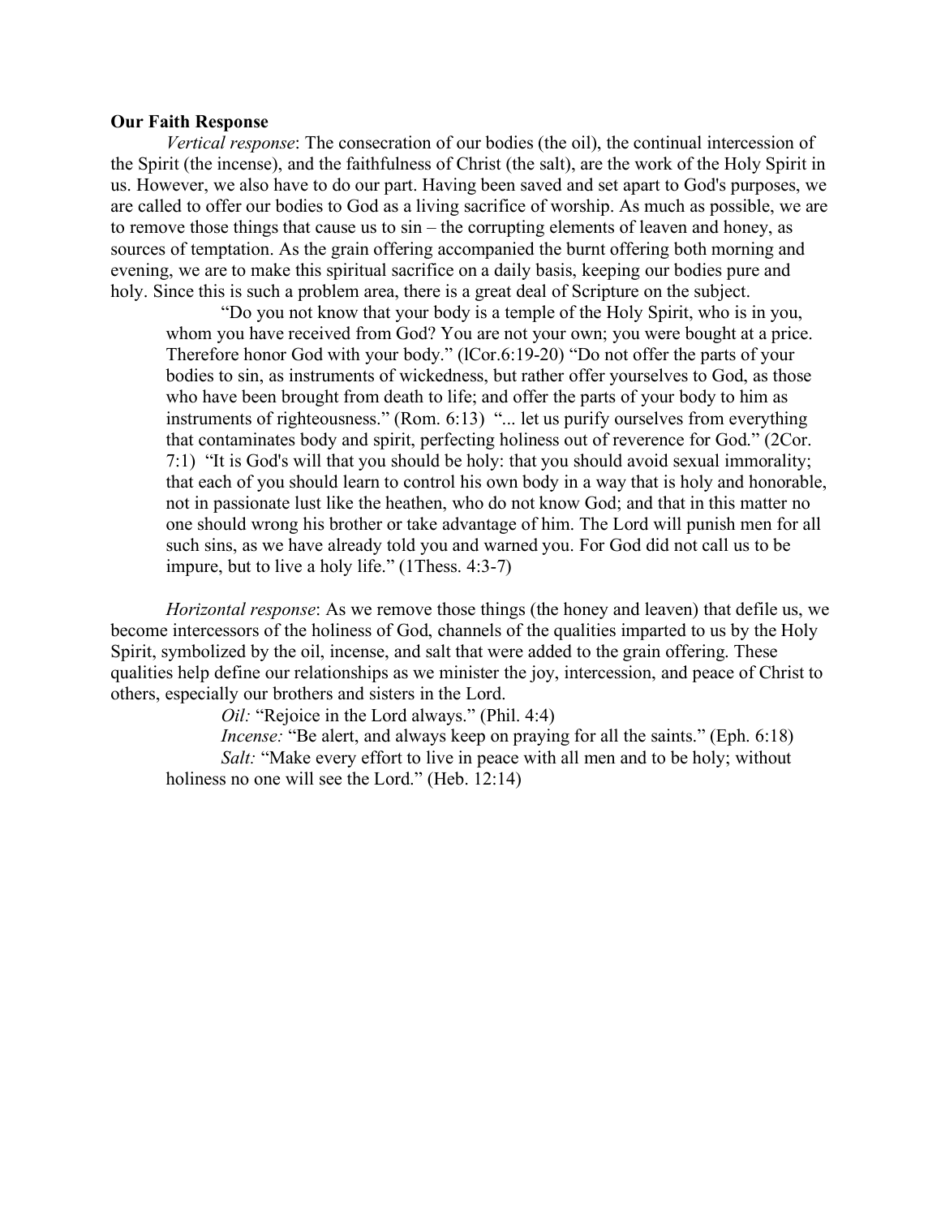**Our Faith Response**

*Vertical response*: The consecration of our bodies (the oil), the continual intercession of the Spirit (the incense), and the faithfulness of Christ (the salt), are the work of the Holy Spirit in us. However, we also have to do our part. Having been saved and set apart to God's purposes, we are called to offer our bodies to God as a living sacrifice of worship. As much as possible, we are to remove those things that cause us to sin – the corrupting elements of leaven and honey, as sources of temptation. As the grain offering accompanied the burnt offering both morning and evening, we are to make this spiritual sacrifice on a daily basis, keeping our bodies pure and holy. Since this is such a problem area, there is a great deal of Scripture on the subject.

> "Do you not know that your body is a temple of the Holy Spirit, who is in you, whom you have received from God? You are not your own; you were bought at a price. Therefore honor God with your body." (lCor.6:19-20) "Do not offer the parts of your bodies to sin, as instruments of wickedness, but rather offer yourselves to God, as those who have been brought from death to life; and offer the parts of your body to him as instruments of righteousness." (Rom. 6:13) "... let us purify ourselves from everything that contaminates body and spirit, perfecting holiness out of reverence for God." (2Cor. 7:1) "It is God's will that you should be holy: that you should avoid sexual immorality; that each of you should learn to control his own body in a way that is holy and honorable, not in passionate lust like the heathen, who do not know God; and that in this matter no one should wrong his brother or take advantage of him. The Lord will punish men for all such sins, as we have already told you and warned you. For God did not call us to be impure, but to live a holy life." (1Thess. 4:3-7)

*Horizontal response*: As we remove those things (the honey and leaven) that defile us, we become intercessors of the holiness of God, channels of the qualities imparted to us by the Holy Spirit, symbolized by the oil, incense, and salt that were added to the grain offering. These qualities help define our relationships as we minister the joy, intercession, and peace of Christ to others, especially our brothers and sisters in the Lord.

> *Oil:* "Rejoice in the Lord always." (Phil. 4:4)
>
> *Incense:* "Be alert, and always keep on praying for all the saints." (Eph. 6:18)
>
> *Salt:* "Make every effort to live in peace with all men and to be holy; without holiness no one will see the Lord." (Heb. 12:14)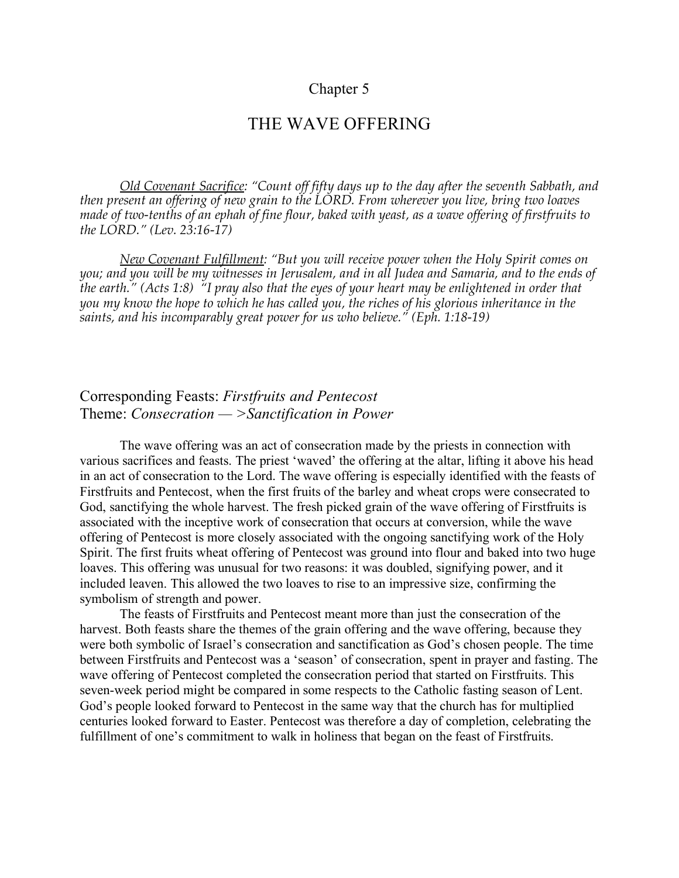Chapter 5

# THE WAVE OFFERING

*Old Covenant Sacrifice: "Count off fifty days up to the day after the seventh Sabbath, and then present an offering of new grain to the LORD. From wherever you live, bring two loaves made of two-tenths of an ephah of fine flour, baked with yeast, as a wave offering of firstfruits to the LORD." (Lev. 23:16-17)*

*New Covenant Fulfillment: "But you will receive power when the Holy Spirit comes on you; and you will be my witnesses in Jerusalem, and in all Judea and Samaria, and to the ends of the earth." (Acts 1:8) "I pray also that the eyes of your heart may be enlightened in order that you my know the hope to which he has called you, the riches of his glorious inheritance in the saints, and his incomparably great power for us who believe." (Eph. 1:18-19)*

Corresponding Feasts: *Firstfruits and Pentecost*
Theme: *Consecration — >Sanctification in Power*

The wave offering was an act of consecration made by the priests in connection with various sacrifices and feasts. The priest 'waved' the offering at the altar, lifting it above his head in an act of consecration to the Lord. The wave offering is especially identified with the feasts of Firstfruits and Pentecost, when the first fruits of the barley and wheat crops were consecrated to God, sanctifying the whole harvest. The fresh picked grain of the wave offering of Firstfruits is associated with the inceptive work of consecration that occurs at conversion, while the wave offering of Pentecost is more closely associated with the ongoing sanctifying work of the Holy Spirit. The first fruits wheat offering of Pentecost was ground into flour and baked into two huge loaves. This offering was unusual for two reasons: it was doubled, signifying power, and it included leaven. This allowed the two loaves to rise to an impressive size, confirming the symbolism of strength and power.

The feasts of Firstfruits and Pentecost meant more than just the consecration of the harvest. Both feasts share the themes of the grain offering and the wave offering, because they were both symbolic of Israel's consecration and sanctification as God's chosen people. The time between Firstfruits and Pentecost was a 'season' of consecration, spent in prayer and fasting. The wave offering of Pentecost completed the consecration period that started on Firstfruits. This seven-week period might be compared in some respects to the Catholic fasting season of Lent. God's people looked forward to Pentecost in the same way that the church has for multiplied centuries looked forward to Easter. Pentecost was therefore a day of completion, celebrating the fulfillment of one's commitment to walk in holiness that began on the feast of Firstfruits.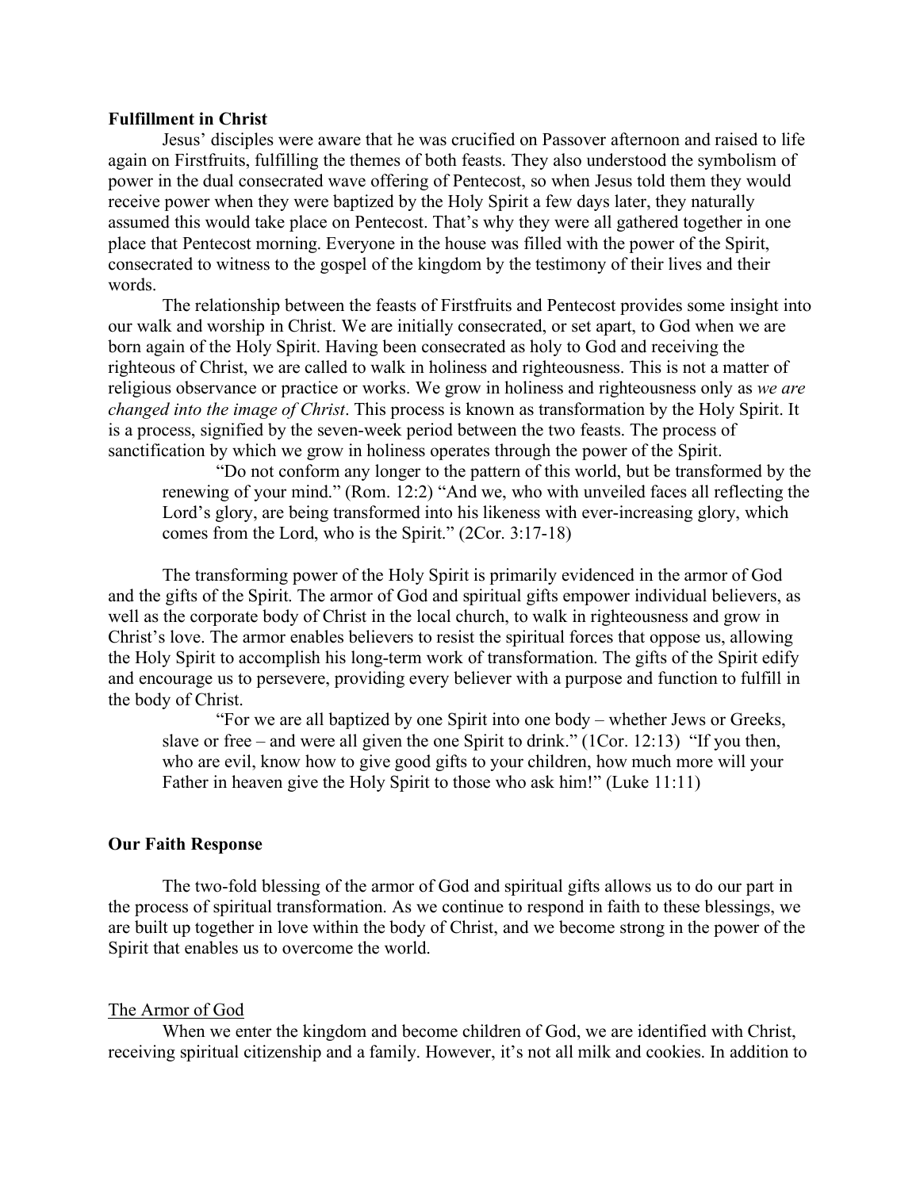**Fulfillment in Christ**

Jesus' disciples were aware that he was crucified on Passover afternoon and raised to life again on Firstfruits, fulfilling the themes of both feasts. They also understood the symbolism of power in the dual consecrated wave offering of Pentecost, so when Jesus told them they would receive power when they were baptized by the Holy Spirit a few days later, they naturally assumed this would take place on Pentecost. That's why they were all gathered together in one place that Pentecost morning. Everyone in the house was filled with the power of the Spirit, consecrated to witness to the gospel of the kingdom by the testimony of their lives and their words.

The relationship between the feasts of Firstfruits and Pentecost provides some insight into our walk and worship in Christ. We are initially consecrated, or set apart, to God when we are born again of the Holy Spirit. Having been consecrated as holy to God and receiving the righteous of Christ, we are called to walk in holiness and righteousness. This is not a matter of religious observance or practice or works. We grow in holiness and righteousness only as *we are changed into the image of Christ*. This process is known as transformation by the Holy Spirit. It is a process, signified by the seven-week period between the two feasts. The process of sanctification by which we grow in holiness operates through the power of the Spirit.

> "Do not conform any longer to the pattern of this world, but be transformed by the renewing of your mind." (Rom. 12:2) "And we, who with unveiled faces all reflecting the Lord's glory, are being transformed into his likeness with ever-increasing glory, which comes from the Lord, who is the Spirit." (2Cor. 3:17-18)

The transforming power of the Holy Spirit is primarily evidenced in the armor of God and the gifts of the Spirit. The armor of God and spiritual gifts empower individual believers, as well as the corporate body of Christ in the local church, to walk in righteousness and grow in Christ's love. The armor enables believers to resist the spiritual forces that oppose us, allowing the Holy Spirit to accomplish his long-term work of transformation. The gifts of the Spirit edify and encourage us to persevere, providing every believer with a purpose and function to fulfill in the body of Christ.

> "For we are all baptized by one Spirit into one body – whether Jews or Greeks, slave or free – and were all given the one Spirit to drink." (1Cor. 12:13) "If you then, who are evil, know how to give good gifts to your children, how much more will your Father in heaven give the Holy Spirit to those who ask him!" (Luke 11:11)

**Our Faith Response**

The two-fold blessing of the armor of God and spiritual gifts allows us to do our part in the process of spiritual transformation. As we continue to respond in faith to these blessings, we are built up together in love within the body of Christ, and we become strong in the power of the Spirit that enables us to overcome the world.

<u>The Armor of God</u>

When we enter the kingdom and become children of God, we are identified with Christ, receiving spiritual citizenship and a family. However, it's not all milk and cookies. In addition to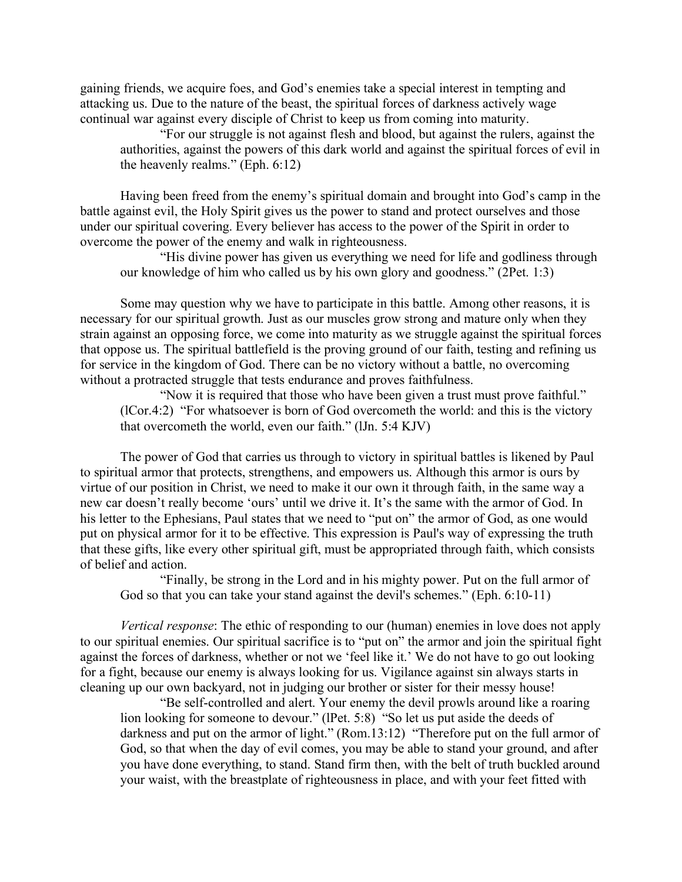gaining friends, we acquire foes, and God's enemies take a special interest in tempting and attacking us. Due to the nature of the beast, the spiritual forces of darkness actively wage continual war against every disciple of Christ to keep us from coming into maturity.

> "For our struggle is not against flesh and blood, but against the rulers, against the authorities, against the powers of this dark world and against the spiritual forces of evil in the heavenly realms." (Eph. 6:12)

Having been freed from the enemy's spiritual domain and brought into God's camp in the battle against evil, the Holy Spirit gives us the power to stand and protect ourselves and those under our spiritual covering. Every believer has access to the power of the Spirit in order to overcome the power of the enemy and walk in righteousness.

> "His divine power has given us everything we need for life and godliness through our knowledge of him who called us by his own glory and goodness." (2Pet. 1:3)

Some may question why we have to participate in this battle. Among other reasons, it is necessary for our spiritual growth. Just as our muscles grow strong and mature only when they strain against an opposing force, we come into maturity as we struggle against the spiritual forces that oppose us. The spiritual battlefield is the proving ground of our faith, testing and refining us for service in the kingdom of God. There can be no victory without a battle, no overcoming without a protracted struggle that tests endurance and proves faithfulness.

> "Now it is required that those who have been given a trust must prove faithful." (lCor.4:2) "For whatsoever is born of God overcometh the world: and this is the victory that overcometh the world, even our faith." (lJn. 5:4 KJV)

The power of God that carries us through to victory in spiritual battles is likened by Paul to spiritual armor that protects, strengthens, and empowers us. Although this armor is ours by virtue of our position in Christ, we need to make it our own it through faith, in the same way a new car doesn't really become 'ours' until we drive it. It's the same with the armor of God. In his letter to the Ephesians, Paul states that we need to "put on" the armor of God, as one would put on physical armor for it to be effective. This expression is Paul's way of expressing the truth that these gifts, like every other spiritual gift, must be appropriated through faith, which consists of belief and action.

> "Finally, be strong in the Lord and in his mighty power. Put on the full armor of God so that you can take your stand against the devil's schemes." (Eph. 6:10-11)

*Vertical response*: The ethic of responding to our (human) enemies in love does not apply to our spiritual enemies. Our spiritual sacrifice is to "put on" the armor and join the spiritual fight against the forces of darkness, whether or not we 'feel like it.' We do not have to go out looking for a fight, because our enemy is always looking for us. Vigilance against sin always starts in cleaning up our own backyard, not in judging our brother or sister for their messy house!

> "Be self-controlled and alert. Your enemy the devil prowls around like a roaring lion looking for someone to devour." (lPet. 5:8) "So let us put aside the deeds of darkness and put on the armor of light." (Rom.13:12) "Therefore put on the full armor of God, so that when the day of evil comes, you may be able to stand your ground, and after you have done everything, to stand. Stand firm then, with the belt of truth buckled around your waist, with the breastplate of righteousness in place, and with your feet fitted with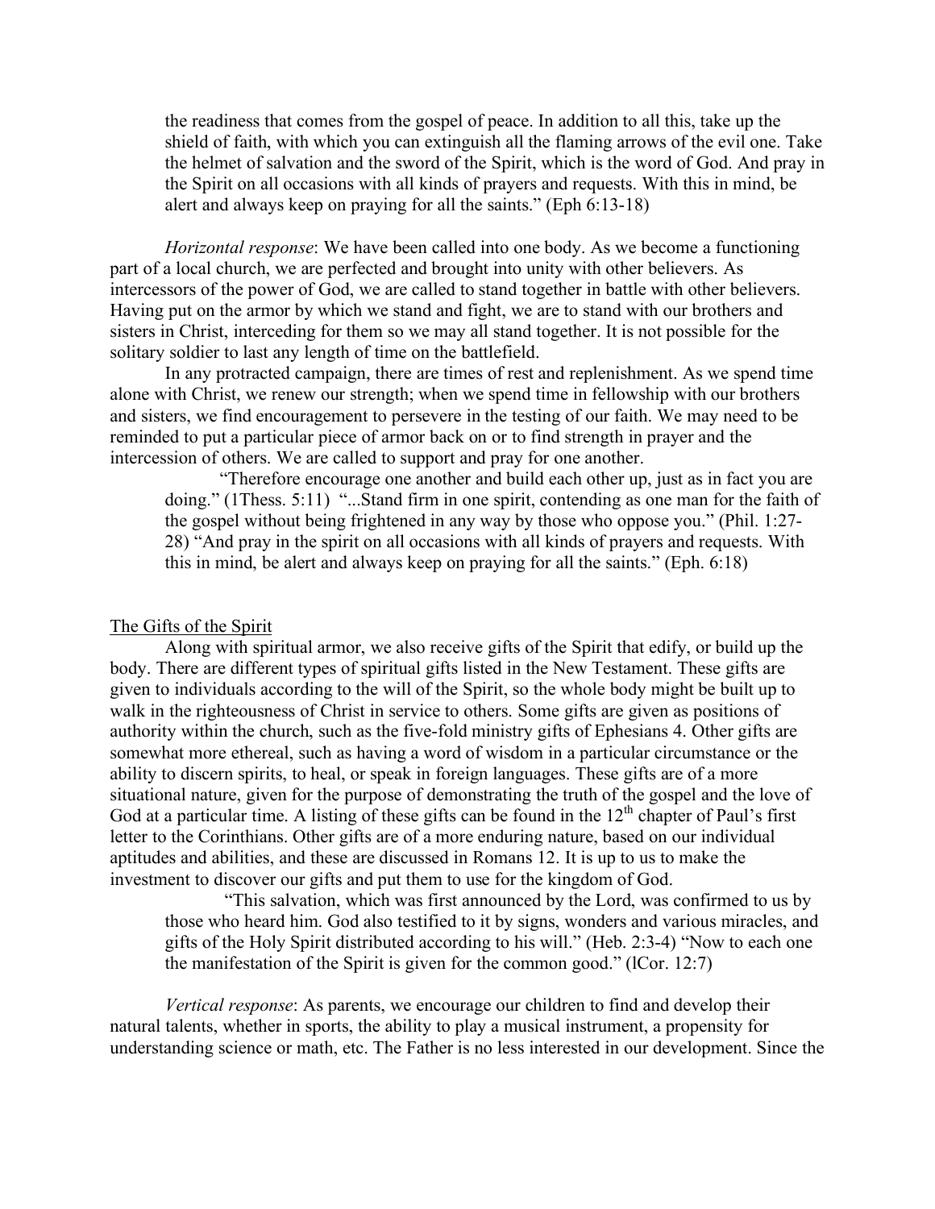> the readiness that comes from the gospel of peace. In addition to all this, take up the shield of faith, with which you can extinguish all the flaming arrows of the evil one. Take the helmet of salvation and the sword of the Spirit, which is the word of God. And pray in the Spirit on all occasions with all kinds of prayers and requests. With this in mind, be alert and always keep on praying for all the saints." (Eph 6:13-18)

*Horizontal response*: We have been called into one body. As we become a functioning part of a local church, we are perfected and brought into unity with other believers. As intercessors of the power of God, we are called to stand together in battle with other believers. Having put on the armor by which we stand and fight, we are to stand with our brothers and sisters in Christ, interceding for them so we may all stand together. It is not possible for the solitary soldier to last any length of time on the battlefield.

In any protracted campaign, there are times of rest and replenishment. As we spend time alone with Christ, we renew our strength; when we spend time in fellowship with our brothers and sisters, we find encouragement to persevere in the testing of our faith. We may need to be reminded to put a particular piece of armor back on or to find strength in prayer and the intercession of others. We are called to support and pray for one another.

> "Therefore encourage one another and build each other up, just as in fact you are doing." (1Thess. 5:11) "...Stand firm in one spirit, contending as one man for the faith of the gospel without being frightened in any way by those who oppose you." (Phil. 1:27-28) "And pray in the spirit on all occasions with all kinds of prayers and requests. With this in mind, be alert and always keep on praying for all the saints." (Eph. 6:18)

## The Gifts of the Spirit

Along with spiritual armor, we also receive gifts of the Spirit that edify, or build up the body. There are different types of spiritual gifts listed in the New Testament. These gifts are given to individuals according to the will of the Spirit, so the whole body might be built up to walk in the righteousness of Christ in service to others. Some gifts are given as positions of authority within the church, such as the five-fold ministry gifts of Ephesians 4. Other gifts are somewhat more ethereal, such as having a word of wisdom in a particular circumstance or the ability to discern spirits, to heal, or speak in foreign languages. These gifts are of a more situational nature, given for the purpose of demonstrating the truth of the gospel and the love of God at a particular time. A listing of these gifts can be found in the 12th chapter of Paul's first letter to the Corinthians. Other gifts are of a more enduring nature, based on our individual aptitudes and abilities, and these are discussed in Romans 12. It is up to us to make the investment to discover our gifts and put them to use for the kingdom of God.

> "This salvation, which was first announced by the Lord, was confirmed to us by those who heard him. God also testified to it by signs, wonders and various miracles, and gifts of the Holy Spirit distributed according to his will." (Heb. 2:3-4) "Now to each one the manifestation of the Spirit is given for the common good." (lCor. 12:7)

*Vertical response*: As parents, we encourage our children to find and develop their natural talents, whether in sports, the ability to play a musical instrument, a propensity for understanding science or math, etc. The Father is no less interested in our development. Since the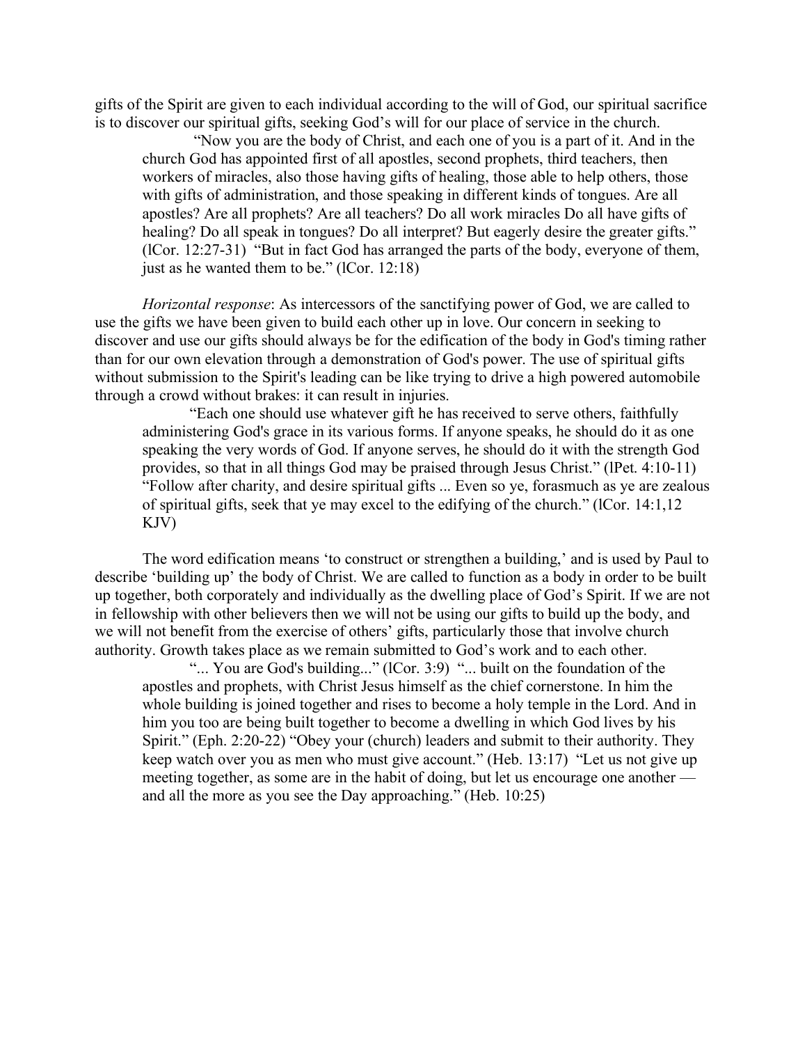gifts of the Spirit are given to each individual according to the will of God, our spiritual sacrifice is to discover our spiritual gifts, seeking God's will for our place of service in the church.

> "Now you are the body of Christ, and each one of you is a part of it. And in the church God has appointed first of all apostles, second prophets, third teachers, then workers of miracles, also those having gifts of healing, those able to help others, those with gifts of administration, and those speaking in different kinds of tongues. Are all apostles? Are all prophets? Are all teachers? Do all work miracles Do all have gifts of healing? Do all speak in tongues? Do all interpret? But eagerly desire the greater gifts." (lCor. 12:27-31) "But in fact God has arranged the parts of the body, everyone of them, just as he wanted them to be." (lCor. 12:18)

*Horizontal response*: As intercessors of the sanctifying power of God, we are called to use the gifts we have been given to build each other up in love. Our concern in seeking to discover and use our gifts should always be for the edification of the body in God's timing rather than for our own elevation through a demonstration of God's power. The use of spiritual gifts without submission to the Spirit's leading can be like trying to drive a high powered automobile through a crowd without brakes: it can result in injuries.

> "Each one should use whatever gift he has received to serve others, faithfully administering God's grace in its various forms. If anyone speaks, he should do it as one speaking the very words of God. If anyone serves, he should do it with the strength God provides, so that in all things God may be praised through Jesus Christ." (lPet. 4:10-11) "Follow after charity, and desire spiritual gifts ... Even so ye, forasmuch as ye are zealous of spiritual gifts, seek that ye may excel to the edifying of the church." (lCor. 14:1,12 KJV)

The word edification means 'to construct or strengthen a building,' and is used by Paul to describe 'building up' the body of Christ. We are called to function as a body in order to be built up together, both corporately and individually as the dwelling place of God's Spirit. If we are not in fellowship with other believers then we will not be using our gifts to build up the body, and we will not benefit from the exercise of others' gifts, particularly those that involve church authority. Growth takes place as we remain submitted to God's work and to each other.

> "... You are God's building..." (lCor. 3:9) "... built on the foundation of the apostles and prophets, with Christ Jesus himself as the chief cornerstone. In him the whole building is joined together and rises to become a holy temple in the Lord. And in him you too are being built together to become a dwelling in which God lives by his Spirit." (Eph. 2:20-22) "Obey your (church) leaders and submit to their authority. They keep watch over you as men who must give account." (Heb. 13:17) "Let us not give up meeting together, as some are in the habit of doing, but let us encourage one another — and all the more as you see the Day approaching." (Heb. 10:25)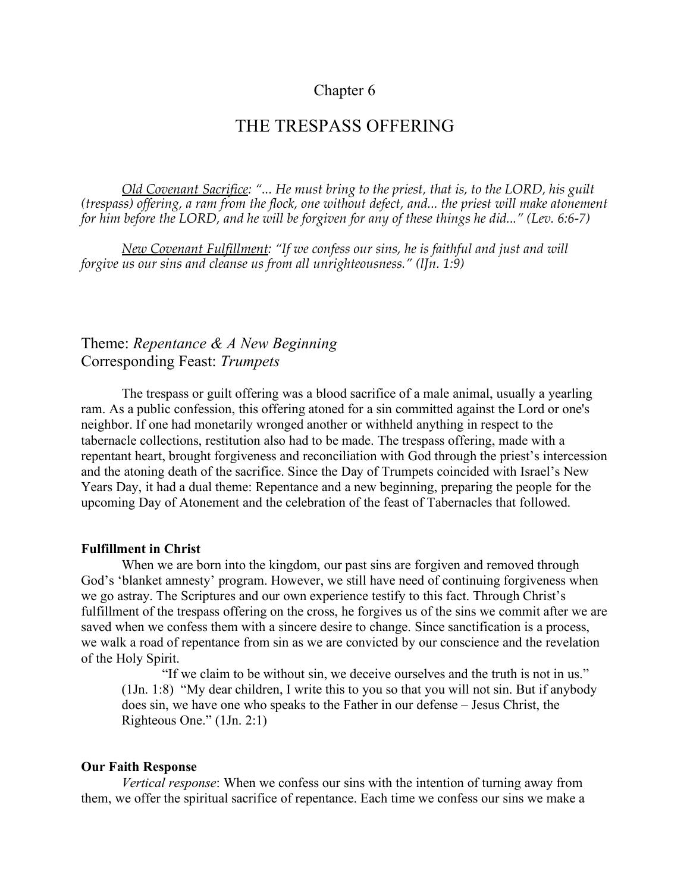# Chapter 6

## THE TRESPASS OFFERING

*<u>Old Covenant Sacrifice</u>: "... He must bring to the priest, that is, to the LORD, his guilt (trespass) offering, a ram from the flock, one without defect, and... the priest will make atonement for him before the LORD, and he will be forgiven for any of these things he did..." (Lev. 6:6-7)*

*<u>New Covenant Fulfillment</u>: "If we confess our sins, he is faithful and just and will forgive us our sins and cleanse us from all unrighteousness." (lJn. 1:9)*

Theme: *Repentance & A New Beginning*
Corresponding Feast: *Trumpets*

The trespass or guilt offering was a blood sacrifice of a male animal, usually a yearling ram. As a public confession, this offering atoned for a sin committed against the Lord or one's neighbor. If one had monetarily wronged another or withheld anything in respect to the tabernacle collections, restitution also had to be made. The trespass offering, made with a repentant heart, brought forgiveness and reconciliation with God through the priest's intercession and the atoning death of the sacrifice. Since the Day of Trumpets coincided with Israel's New Years Day, it had a dual theme: Repentance and a new beginning, preparing the people for the upcoming Day of Atonement and the celebration of the feast of Tabernacles that followed.

**Fulfillment in Christ**

When we are born into the kingdom, our past sins are forgiven and removed through God's 'blanket amnesty' program. However, we still have need of continuing forgiveness when we go astray. The Scriptures and our own experience testify to this fact. Through Christ's fulfillment of the trespass offering on the cross, he forgives us of the sins we commit after we are saved when we confess them with a sincere desire to change. Since sanctification is a process, we walk a road of repentance from sin as we are convicted by our conscience and the revelation of the Holy Spirit.

> "If we claim to be without sin, we deceive ourselves and the truth is not in us." (1Jn. 1:8) "My dear children, I write this to you so that you will not sin. But if anybody does sin, we have one who speaks to the Father in our defense – Jesus Christ, the Righteous One." (1Jn. 2:1)

**Our Faith Response**

*Vertical response*: When we confess our sins with the intention of turning away from them, we offer the spiritual sacrifice of repentance. Each time we confess our sins we make a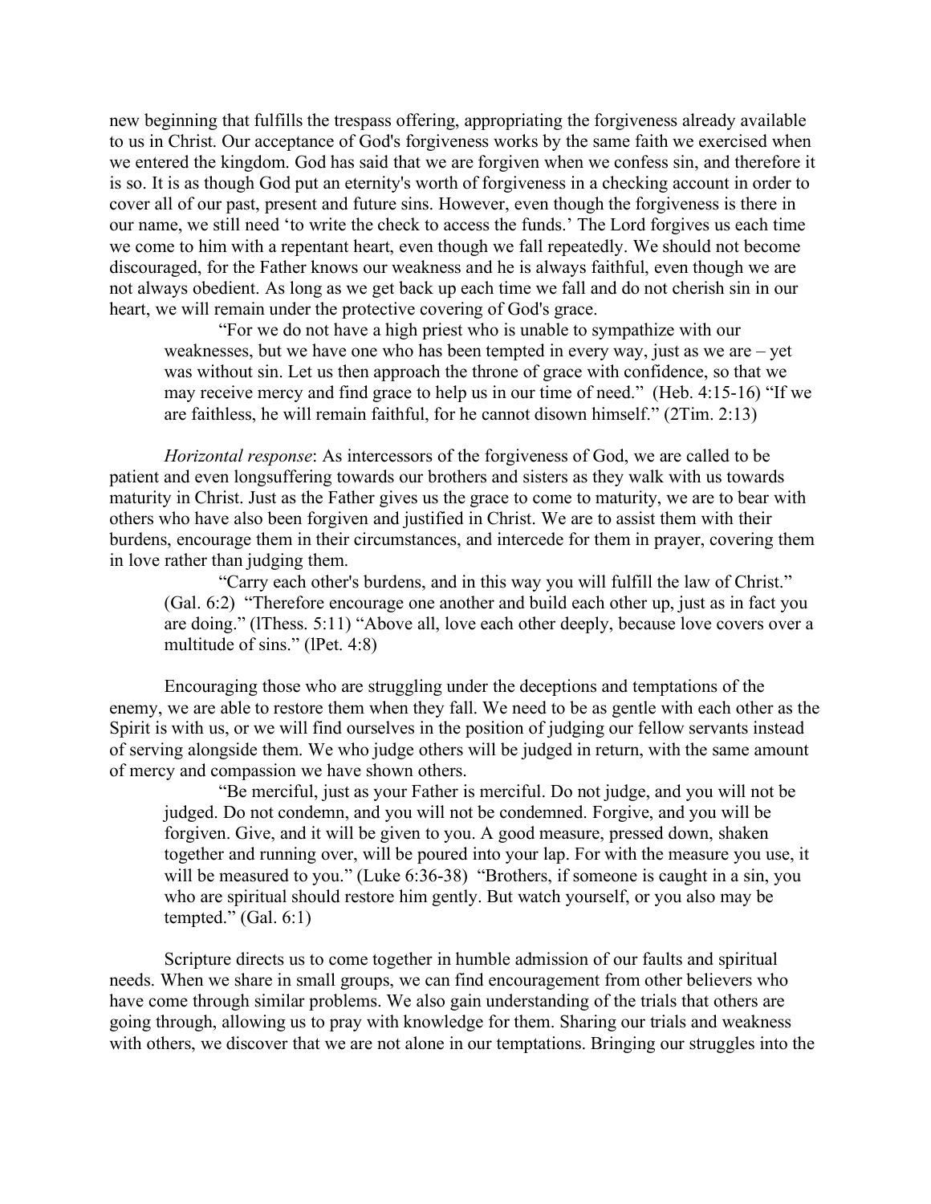new beginning that fulfills the trespass offering, appropriating the forgiveness already available to us in Christ. Our acceptance of God's forgiveness works by the same faith we exercised when we entered the kingdom. God has said that we are forgiven when we confess sin, and therefore it is so. It is as though God put an eternity's worth of forgiveness in a checking account in order to cover all of our past, present and future sins. However, even though the forgiveness is there in our name, we still need 'to write the check to access the funds.' The Lord forgives us each time we come to him with a repentant heart, even though we fall repeatedly. We should not become discouraged, for the Father knows our weakness and he is always faithful, even though we are not always obedient. As long as we get back up each time we fall and do not cherish sin in our heart, we will remain under the protective covering of God's grace.

> "For we do not have a high priest who is unable to sympathize with our weaknesses, but we have one who has been tempted in every way, just as we are – yet was without sin. Let us then approach the throne of grace with confidence, so that we may receive mercy and find grace to help us in our time of need." (Heb. 4:15-16) "If we are faithless, he will remain faithful, for he cannot disown himself." (2Tim. 2:13)

*Horizontal response*: As intercessors of the forgiveness of God, we are called to be patient and even longsuffering towards our brothers and sisters as they walk with us towards maturity in Christ. Just as the Father gives us the grace to come to maturity, we are to bear with others who have also been forgiven and justified in Christ. We are to assist them with their burdens, encourage them in their circumstances, and intercede for them in prayer, covering them in love rather than judging them.

> "Carry each other's burdens, and in this way you will fulfill the law of Christ." (Gal. 6:2) "Therefore encourage one another and build each other up, just as in fact you are doing." (lThess. 5:11) "Above all, love each other deeply, because love covers over a multitude of sins." (lPet. 4:8)

Encouraging those who are struggling under the deceptions and temptations of the enemy, we are able to restore them when they fall. We need to be as gentle with each other as the Spirit is with us, or we will find ourselves in the position of judging our fellow servants instead of serving alongside them. We who judge others will be judged in return, with the same amount of mercy and compassion we have shown others.

> "Be merciful, just as your Father is merciful. Do not judge, and you will not be judged. Do not condemn, and you will not be condemned. Forgive, and you will be forgiven. Give, and it will be given to you. A good measure, pressed down, shaken together and running over, will be poured into your lap. For with the measure you use, it will be measured to you." (Luke 6:36-38) "Brothers, if someone is caught in a sin, you who are spiritual should restore him gently. But watch yourself, or you also may be tempted." (Gal. 6:1)

Scripture directs us to come together in humble admission of our faults and spiritual needs. When we share in small groups, we can find encouragement from other believers who have come through similar problems. We also gain understanding of the trials that others are going through, allowing us to pray with knowledge for them. Sharing our trials and weakness with others, we discover that we are not alone in our temptations. Bringing our struggles into the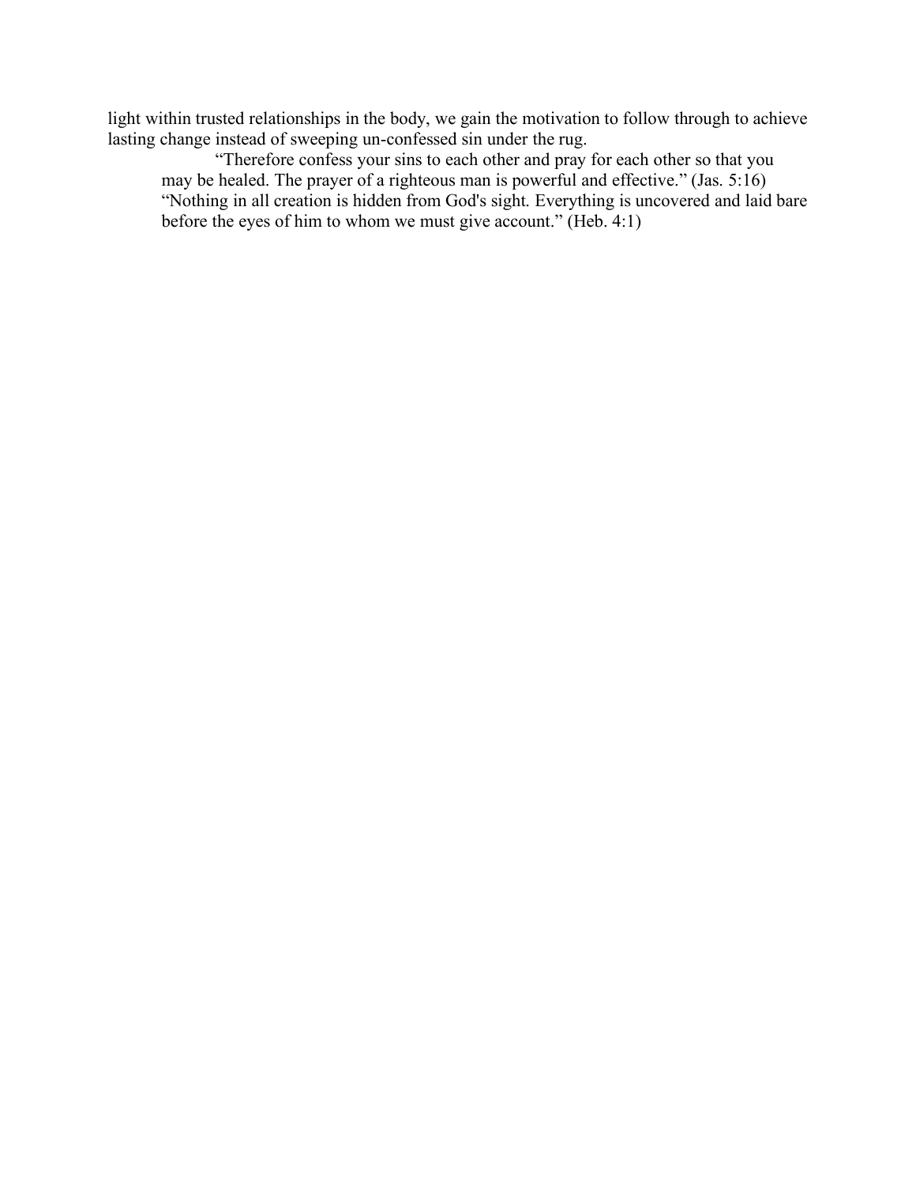light within trusted relationships in the body, we gain the motivation to follow through to achieve lasting change instead of sweeping un-confessed sin under the rug.

> "Therefore confess your sins to each other and pray for each other so that you may be healed. The prayer of a righteous man is powerful and effective." (Jas. 5:16)
>
> "Nothing in all creation is hidden from God's sight. Everything is uncovered and laid bare before the eyes of him to whom we must give account." (Heb. 4:1)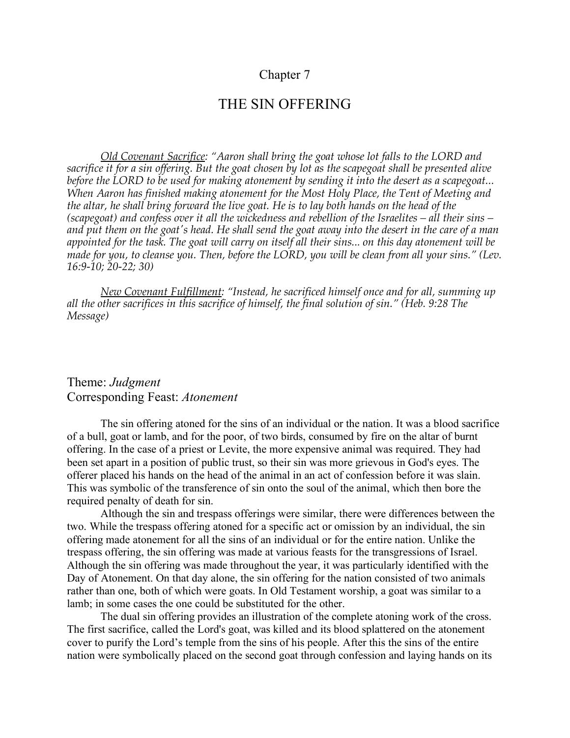Chapter 7

# THE SIN OFFERING

*<u>Old Covenant Sacrifice</u>: "Aaron shall bring the goat whose lot falls to the LORD and sacrifice it for a sin offering. But the goat chosen by lot as the scapegoat shall be presented alive before the LORD to be used for making atonement by sending it into the desert as a scapegoat... When Aaron has finished making atonement for the Most Holy Place, the Tent of Meeting and the altar, he shall bring forward the live goat. He is to lay both hands on the head of the (scapegoat) and confess over it all the wickedness and rebellion of the Israelites – all their sins – and put them on the goat's head. He shall send the goat away into the desert in the care of a man appointed for the task. The goat will carry on itself all their sins... on this day atonement will be made for you, to cleanse you. Then, before the LORD, you will be clean from all your sins." (Lev. 16:9-10; 20-22; 30)*

*<u>New Covenant Fulfillment</u>: "Instead, he sacrificed himself once and for all, summing up all the other sacrifices in this sacrifice of himself, the final solution of sin." (Heb. 9:28 The Message)*

Theme: *Judgment*
Corresponding Feast: *Atonement*

The sin offering atoned for the sins of an individual or the nation. It was a blood sacrifice of a bull, goat or lamb, and for the poor, of two birds, consumed by fire on the altar of burnt offering. In the case of a priest or Levite, the more expensive animal was required. They had been set apart in a position of public trust, so their sin was more grievous in God's eyes. The offerer placed his hands on the head of the animal in an act of confession before it was slain. This was symbolic of the transference of sin onto the soul of the animal, which then bore the required penalty of death for sin.

Although the sin and trespass offerings were similar, there were differences between the two. While the trespass offering atoned for a specific act or omission by an individual, the sin offering made atonement for all the sins of an individual or for the entire nation. Unlike the trespass offering, the sin offering was made at various feasts for the transgressions of Israel. Although the sin offering was made throughout the year, it was particularly identified with the Day of Atonement. On that day alone, the sin offering for the nation consisted of two animals rather than one, both of which were goats. In Old Testament worship, a goat was similar to a lamb; in some cases the one could be substituted for the other.

The dual sin offering provides an illustration of the complete atoning work of the cross. The first sacrifice, called the Lord's goat, was killed and its blood splattered on the atonement cover to purify the Lord's temple from the sins of his people. After this the sins of the entire nation were symbolically placed on the second goat through confession and laying hands on its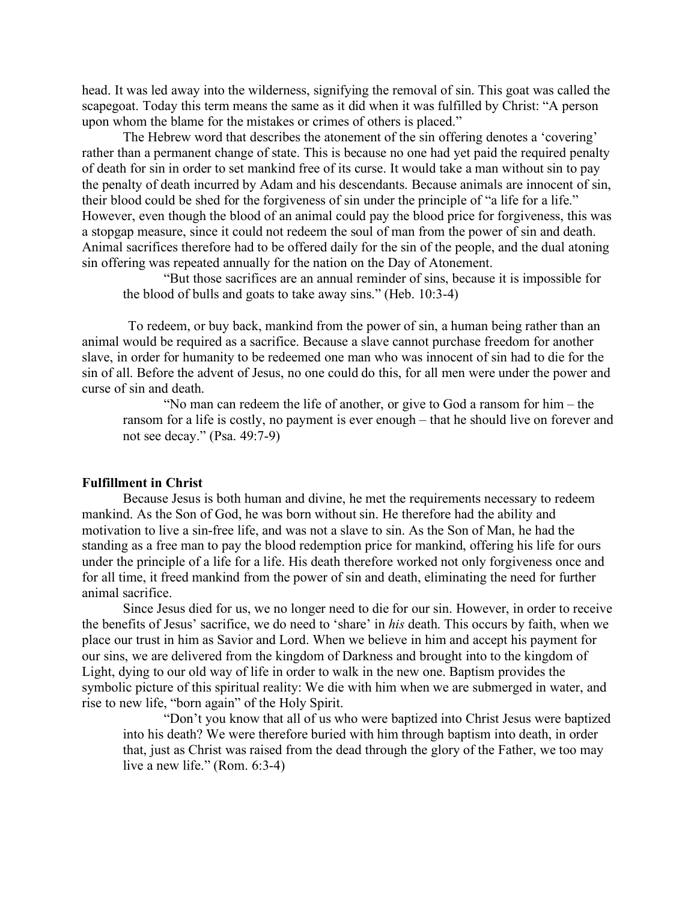head. It was led away into the wilderness, signifying the removal of sin. This goat was called the scapegoat. Today this term means the same as it did when it was fulfilled by Christ: "A person upon whom the blame for the mistakes or crimes of others is placed."

The Hebrew word that describes the atonement of the sin offering denotes a 'covering' rather than a permanent change of state. This is because no one had yet paid the required penalty of death for sin in order to set mankind free of its curse. It would take a man without sin to pay the penalty of death incurred by Adam and his descendants. Because animals are innocent of sin, their blood could be shed for the forgiveness of sin under the principle of "a life for a life." However, even though the blood of an animal could pay the blood price for forgiveness, this was a stopgap measure, since it could not redeem the soul of man from the power of sin and death. Animal sacrifices therefore had to be offered daily for the sin of the people, and the dual atoning sin offering was repeated annually for the nation on the Day of Atonement.

> "But those sacrifices are an annual reminder of sins, because it is impossible for the blood of bulls and goats to take away sins." (Heb. 10:3-4)

To redeem, or buy back, mankind from the power of sin, a human being rather than an animal would be required as a sacrifice. Because a slave cannot purchase freedom for another slave, in order for humanity to be redeemed one man who was innocent of sin had to die for the sin of all. Before the advent of Jesus, no one could do this, for all men were under the power and curse of sin and death.

> "No man can redeem the life of another, or give to God a ransom for him – the ransom for a life is costly, no payment is ever enough – that he should live on forever and not see decay." (Psa. 49:7-9)

**Fulfillment in Christ**

Because Jesus is both human and divine, he met the requirements necessary to redeem mankind. As the Son of God, he was born without sin. He therefore had the ability and motivation to live a sin-free life, and was not a slave to sin. As the Son of Man, he had the standing as a free man to pay the blood redemption price for mankind, offering his life for ours under the principle of a life for a life. His death therefore worked not only forgiveness once and for all time, it freed mankind from the power of sin and death, eliminating the need for further animal sacrifice.

Since Jesus died for us, we no longer need to die for our sin. However, in order to receive the benefits of Jesus' sacrifice, we do need to 'share' in *his* death. This occurs by faith, when we place our trust in him as Savior and Lord. When we believe in him and accept his payment for our sins, we are delivered from the kingdom of Darkness and brought into to the kingdom of Light, dying to our old way of life in order to walk in the new one. Baptism provides the symbolic picture of this spiritual reality: We die with him when we are submerged in water, and rise to new life, "born again" of the Holy Spirit.

> "Don't you know that all of us who were baptized into Christ Jesus were baptized into his death? We were therefore buried with him through baptism into death, in order that, just as Christ was raised from the dead through the glory of the Father, we too may live a new life." (Rom. 6:3-4)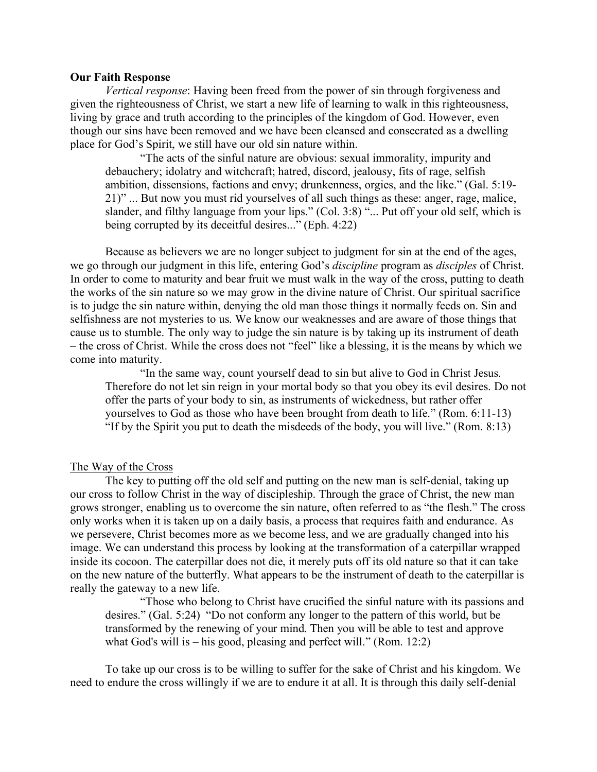**Our Faith Response**

*Vertical response*: Having been freed from the power of sin through forgiveness and given the righteousness of Christ, we start a new life of learning to walk in this righteousness, living by grace and truth according to the principles of the kingdom of God. However, even though our sins have been removed and we have been cleansed and consecrated as a dwelling place for God's Spirit, we still have our old sin nature within.

> "The acts of the sinful nature are obvious: sexual immorality, impurity and debauchery; idolatry and witchcraft; hatred, discord, jealousy, fits of rage, selfish ambition, dissensions, factions and envy; drunkenness, orgies, and the like." (Gal. 5:19-21)" ... But now you must rid yourselves of all such things as these: anger, rage, malice, slander, and filthy language from your lips." (Col. 3:8) "... Put off your old self, which is being corrupted by its deceitful desires..." (Eph. 4:22)

Because as believers we are no longer subject to judgment for sin at the end of the ages, we go through our judgment in this life, entering God's *discipline* program as *disciples* of Christ. In order to come to maturity and bear fruit we must walk in the way of the cross, putting to death the works of the sin nature so we may grow in the divine nature of Christ. Our spiritual sacrifice is to judge the sin nature within, denying the old man those things it normally feeds on. Sin and selfishness are not mysteries to us. We know our weaknesses and are aware of those things that cause us to stumble. The only way to judge the sin nature is by taking up its instrument of death – the cross of Christ. While the cross does not "feel" like a blessing, it is the means by which we come into maturity.

> "In the same way, count yourself dead to sin but alive to God in Christ Jesus. Therefore do not let sin reign in your mortal body so that you obey its evil desires. Do not offer the parts of your body to sin, as instruments of wickedness, but rather offer yourselves to God as those who have been brought from death to life." (Rom. 6:11-13) "If by the Spirit you put to death the misdeeds of the body, you will live." (Rom. 8:13)

<u>The Way of the Cross</u>

The key to putting off the old self and putting on the new man is self-denial, taking up our cross to follow Christ in the way of discipleship. Through the grace of Christ, the new man grows stronger, enabling us to overcome the sin nature, often referred to as "the flesh." The cross only works when it is taken up on a daily basis, a process that requires faith and endurance. As we persevere, Christ becomes more as we become less, and we are gradually changed into his image. We can understand this process by looking at the transformation of a caterpillar wrapped inside its cocoon. The caterpillar does not die, it merely puts off its old nature so that it can take on the new nature of the butterfly. What appears to be the instrument of death to the caterpillar is really the gateway to a new life.

> "Those who belong to Christ have crucified the sinful nature with its passions and desires." (Gal. 5:24) "Do not conform any longer to the pattern of this world, but be transformed by the renewing of your mind. Then you will be able to test and approve what God's will is – his good, pleasing and perfect will." (Rom. 12:2)

To take up our cross is to be willing to suffer for the sake of Christ and his kingdom. We need to endure the cross willingly if we are to endure it at all. It is through this daily self-denial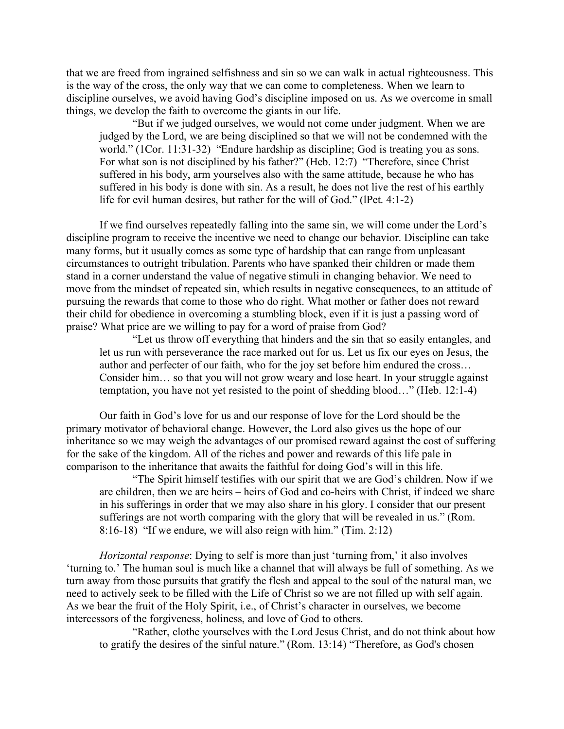that we are freed from ingrained selfishness and sin so we can walk in actual righteousness. This is the way of the cross, the only way that we can come to completeness. When we learn to discipline ourselves, we avoid having God's discipline imposed on us. As we overcome in small things, we develop the faith to overcome the giants in our life.

> "But if we judged ourselves, we would not come under judgment. When we are judged by the Lord, we are being disciplined so that we will not be condemned with the world." (1Cor. 11:31-32) "Endure hardship as discipline; God is treating you as sons. For what son is not disciplined by his father?" (Heb. 12:7) "Therefore, since Christ suffered in his body, arm yourselves also with the same attitude, because he who has suffered in his body is done with sin. As a result, he does not live the rest of his earthly life for evil human desires, but rather for the will of God." (lPet. 4:1-2)

If we find ourselves repeatedly falling into the same sin, we will come under the Lord's discipline program to receive the incentive we need to change our behavior. Discipline can take many forms, but it usually comes as some type of hardship that can range from unpleasant circumstances to outright tribulation. Parents who have spanked their children or made them stand in a corner understand the value of negative stimuli in changing behavior. We need to move from the mindset of repeated sin, which results in negative consequences, to an attitude of pursuing the rewards that come to those who do right. What mother or father does not reward their child for obedience in overcoming a stumbling block, even if it is just a passing word of praise? What price are we willing to pay for a word of praise from God?

> "Let us throw off everything that hinders and the sin that so easily entangles, and let us run with perseverance the race marked out for us. Let us fix our eyes on Jesus, the author and perfecter of our faith, who for the joy set before him endured the cross… Consider him… so that you will not grow weary and lose heart. In your struggle against temptation, you have not yet resisted to the point of shedding blood…" (Heb. 12:1-4)

Our faith in God's love for us and our response of love for the Lord should be the primary motivator of behavioral change. However, the Lord also gives us the hope of our inheritance so we may weigh the advantages of our promised reward against the cost of suffering for the sake of the kingdom. All of the riches and power and rewards of this life pale in comparison to the inheritance that awaits the faithful for doing God's will in this life.

> "The Spirit himself testifies with our spirit that we are God's children. Now if we are children, then we are heirs – heirs of God and co-heirs with Christ, if indeed we share in his sufferings in order that we may also share in his glory. I consider that our present sufferings are not worth comparing with the glory that will be revealed in us." (Rom. 8:16-18) "If we endure, we will also reign with him." (Tim. 2:12)

*Horizontal response*: Dying to self is more than just 'turning from,' it also involves 'turning to.' The human soul is much like a channel that will always be full of something. As we turn away from those pursuits that gratify the flesh and appeal to the soul of the natural man, we need to actively seek to be filled with the Life of Christ so we are not filled up with self again. As we bear the fruit of the Holy Spirit, i.e., of Christ's character in ourselves, we become intercessors of the forgiveness, holiness, and love of God to others.

> "Rather, clothe yourselves with the Lord Jesus Christ, and do not think about how to gratify the desires of the sinful nature." (Rom. 13:14) "Therefore, as God's chosen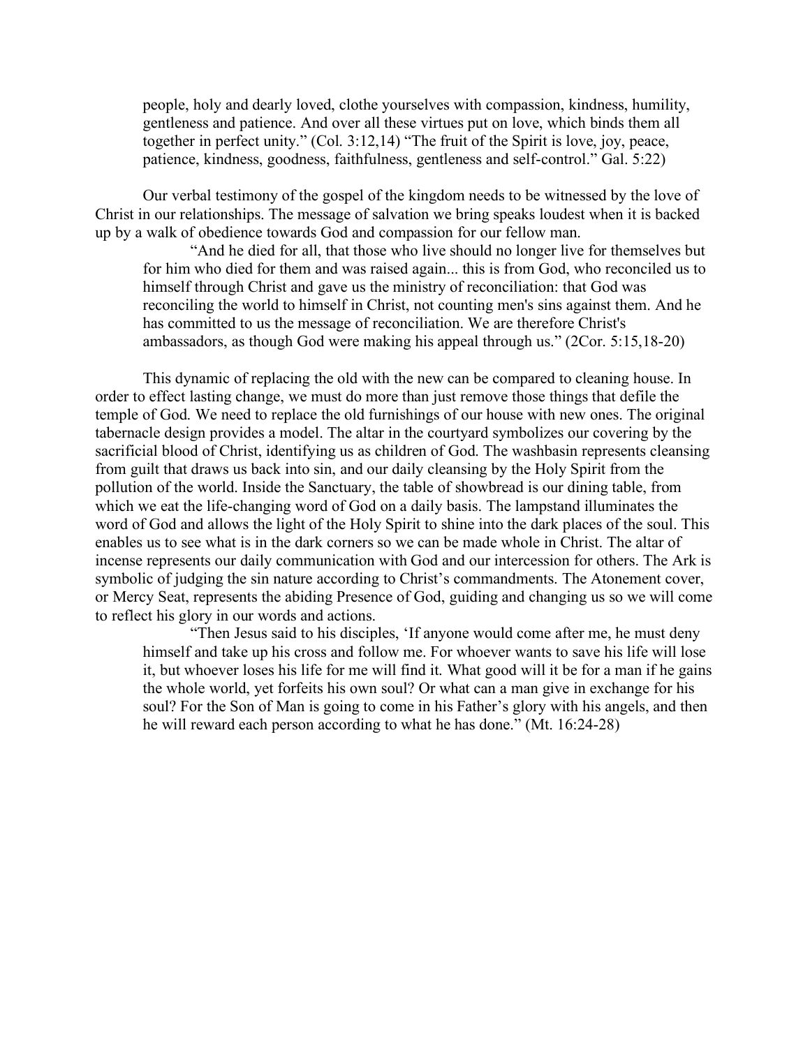people, holy and dearly loved, clothe yourselves with compassion, kindness, humility, gentleness and patience. And over all these virtues put on love, which binds them all together in perfect unity." (Col. 3:12,14) "The fruit of the Spirit is love, joy, peace, patience, kindness, goodness, faithfulness, gentleness and self-control." Gal. 5:22)

Our verbal testimony of the gospel of the kingdom needs to be witnessed by the love of Christ in our relationships. The message of salvation we bring speaks loudest when it is backed up by a walk of obedience towards God and compassion for our fellow man.

> "And he died for all, that those who live should no longer live for themselves but for him who died for them and was raised again... this is from God, who reconciled us to himself through Christ and gave us the ministry of reconciliation: that God was reconciling the world to himself in Christ, not counting men's sins against them. And he has committed to us the message of reconciliation. We are therefore Christ's ambassadors, as though God were making his appeal through us." (2Cor. 5:15,18-20)

This dynamic of replacing the old with the new can be compared to cleaning house. In order to effect lasting change, we must do more than just remove those things that defile the temple of God. We need to replace the old furnishings of our house with new ones. The original tabernacle design provides a model. The altar in the courtyard symbolizes our covering by the sacrificial blood of Christ, identifying us as children of God. The washbasin represents cleansing from guilt that draws us back into sin, and our daily cleansing by the Holy Spirit from the pollution of the world. Inside the Sanctuary, the table of showbread is our dining table, from which we eat the life-changing word of God on a daily basis. The lampstand illuminates the word of God and allows the light of the Holy Spirit to shine into the dark places of the soul. This enables us to see what is in the dark corners so we can be made whole in Christ. The altar of incense represents our daily communication with God and our intercession for others. The Ark is symbolic of judging the sin nature according to Christ's commandments. The Atonement cover, or Mercy Seat, represents the abiding Presence of God, guiding and changing us so we will come to reflect his glory in our words and actions.

> "Then Jesus said to his disciples, 'If anyone would come after me, he must deny himself and take up his cross and follow me. For whoever wants to save his life will lose it, but whoever loses his life for me will find it. What good will it be for a man if he gains the whole world, yet forfeits his own soul? Or what can a man give in exchange for his soul? For the Son of Man is going to come in his Father's glory with his angels, and then he will reward each person according to what he has done." (Mt. 16:24-28)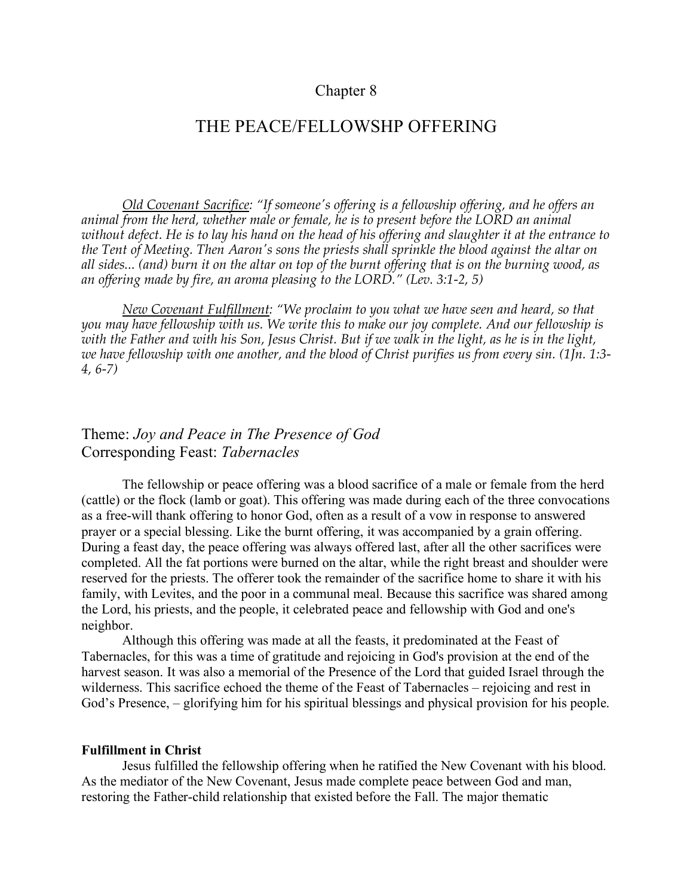Chapter 8

# THE PEACE/FELLOWSHP OFFERING

*<u>Old Covenant Sacrifice</u>: "If someone's offering is a fellowship offering, and he offers an animal from the herd, whether male or female, he is to present before the LORD an animal without defect. He is to lay his hand on the head of his offering and slaughter it at the entrance to the Tent of Meeting. Then Aaron's sons the priests shall sprinkle the blood against the altar on all sides... (and) burn it on the altar on top of the burnt offering that is on the burning wood, as an offering made by fire, an aroma pleasing to the LORD." (Lev. 3:1-2, 5)*

*<u>New Covenant Fulfillment</u>: "We proclaim to you what we have seen and heard, so that you may have fellowship with us. We write this to make our joy complete. And our fellowship is with the Father and with his Son, Jesus Christ. But if we walk in the light, as he is in the light, we have fellowship with one another, and the blood of Christ purifies us from every sin. (1Jn. 1:3-4, 6-7)*

## Theme: *Joy and Peace in The Presence of God*
## Corresponding Feast: *Tabernacles*

The fellowship or peace offering was a blood sacrifice of a male or female from the herd (cattle) or the flock (lamb or goat). This offering was made during each of the three convocations as a free-will thank offering to honor God, often as a result of a vow in response to answered prayer or a special blessing. Like the burnt offering, it was accompanied by a grain offering. During a feast day, the peace offering was always offered last, after all the other sacrifices were completed. All the fat portions were burned on the altar, while the right breast and shoulder were reserved for the priests. The offerer took the remainder of the sacrifice home to share it with his family, with Levites, and the poor in a communal meal. Because this sacrifice was shared among the Lord, his priests, and the people, it celebrated peace and fellowship with God and one's neighbor.

Although this offering was made at all the feasts, it predominated at the Feast of Tabernacles, for this was a time of gratitude and rejoicing in God's provision at the end of the harvest season. It was also a memorial of the Presence of the Lord that guided Israel through the wilderness. This sacrifice echoed the theme of the Feast of Tabernacles – rejoicing and rest in God's Presence, – glorifying him for his spiritual blessings and physical provision for his people.

**Fulfillment in Christ**

Jesus fulfilled the fellowship offering when he ratified the New Covenant with his blood. As the mediator of the New Covenant, Jesus made complete peace between God and man, restoring the Father-child relationship that existed before the Fall. The major thematic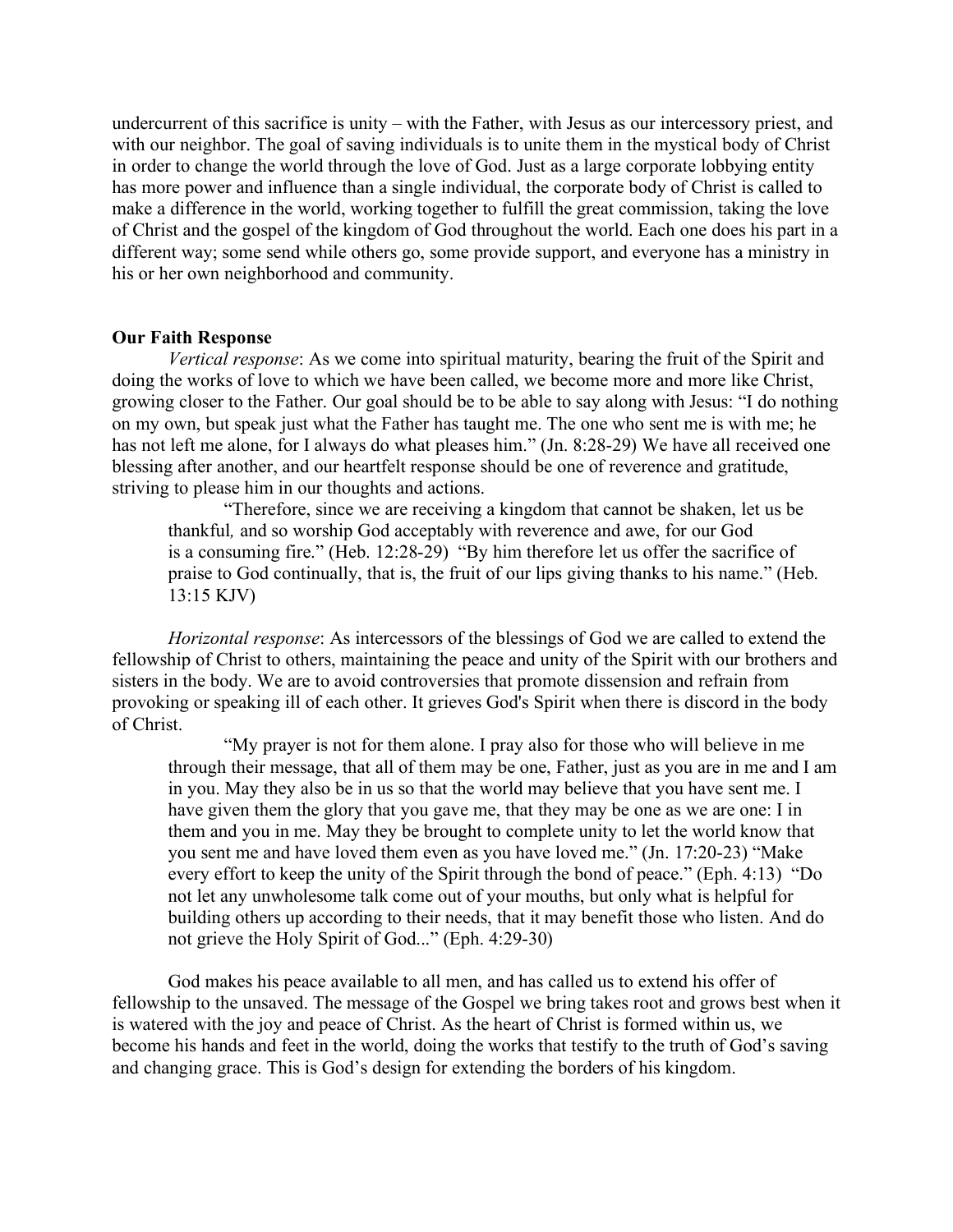undercurrent of this sacrifice is unity – with the Father, with Jesus as our intercessory priest, and with our neighbor. The goal of saving individuals is to unite them in the mystical body of Christ in order to change the world through the love of God. Just as a large corporate lobbying entity has more power and influence than a single individual, the corporate body of Christ is called to make a difference in the world, working together to fulfill the great commission, taking the love of Christ and the gospel of the kingdom of God throughout the world. Each one does his part in a different way; some send while others go, some provide support, and everyone has a ministry in his or her own neighborhood and community.

**Our Faith Response**

*Vertical response*: As we come into spiritual maturity, bearing the fruit of the Spirit and doing the works of love to which we have been called, we become more and more like Christ, growing closer to the Father. Our goal should be to be able to say along with Jesus: "I do nothing on my own, but speak just what the Father has taught me. The one who sent me is with me; he has not left me alone, for I always do what pleases him." (Jn. 8:28-29) We have all received one blessing after another, and our heartfelt response should be one of reverence and gratitude, striving to please him in our thoughts and actions.

> "Therefore, since we are receiving a kingdom that cannot be shaken, let us be thankful*,* and so worship God acceptably with reverence and awe, for our God is a consuming fire." (Heb. 12:28-29) "By him therefore let us offer the sacrifice of praise to God continually, that is, the fruit of our lips giving thanks to his name." (Heb. 13:15 KJV)

*Horizontal response*: As intercessors of the blessings of God we are called to extend the fellowship of Christ to others, maintaining the peace and unity of the Spirit with our brothers and sisters in the body. We are to avoid controversies that promote dissension and refrain from provoking or speaking ill of each other. It grieves God's Spirit when there is discord in the body of Christ.

> "My prayer is not for them alone. I pray also for those who will believe in me through their message, that all of them may be one, Father, just as you are in me and I am in you. May they also be in us so that the world may believe that you have sent me. I have given them the glory that you gave me, that they may be one as we are one: I in them and you in me. May they be brought to complete unity to let the world know that you sent me and have loved them even as you have loved me." (Jn. 17:20-23) "Make every effort to keep the unity of the Spirit through the bond of peace." (Eph. 4:13) "Do not let any unwholesome talk come out of your mouths, but only what is helpful for building others up according to their needs, that it may benefit those who listen. And do not grieve the Holy Spirit of God..." (Eph. 4:29-30)

God makes his peace available to all men, and has called us to extend his offer of fellowship to the unsaved. The message of the Gospel we bring takes root and grows best when it is watered with the joy and peace of Christ. As the heart of Christ is formed within us, we become his hands and feet in the world, doing the works that testify to the truth of God's saving and changing grace. This is God's design for extending the borders of his kingdom.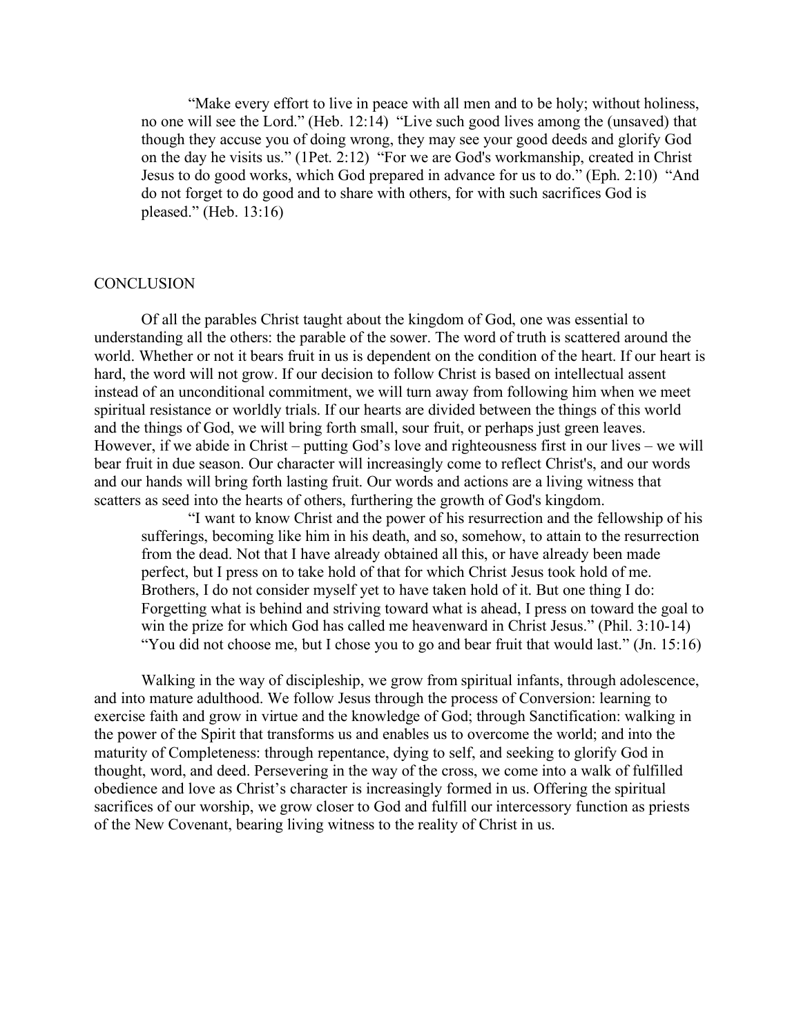> "Make every effort to live in peace with all men and to be holy; without holiness, no one will see the Lord." (Heb. 12:14) "Live such good lives among the (unsaved) that though they accuse you of doing wrong, they may see your good deeds and glorify God on the day he visits us." (1Pet. 2:12) "For we are God's workmanship, created in Christ Jesus to do good works, which God prepared in advance for us to do." (Eph. 2:10) "And do not forget to do good and to share with others, for with such sacrifices God is pleased." (Heb. 13:16)

## CONCLUSION

Of all the parables Christ taught about the kingdom of God, one was essential to understanding all the others: the parable of the sower. The word of truth is scattered around the world. Whether or not it bears fruit in us is dependent on the condition of the heart. If our heart is hard, the word will not grow. If our decision to follow Christ is based on intellectual assent instead of an unconditional commitment, we will turn away from following him when we meet spiritual resistance or worldly trials. If our hearts are divided between the things of this world and the things of God, we will bring forth small, sour fruit, or perhaps just green leaves. However, if we abide in Christ – putting God's love and righteousness first in our lives – we will bear fruit in due season. Our character will increasingly come to reflect Christ's, and our words and our hands will bring forth lasting fruit. Our words and actions are a living witness that scatters as seed into the hearts of others, furthering the growth of God's kingdom.

> "I want to know Christ and the power of his resurrection and the fellowship of his sufferings, becoming like him in his death, and so, somehow, to attain to the resurrection from the dead. Not that I have already obtained all this, or have already been made perfect, but I press on to take hold of that for which Christ Jesus took hold of me. Brothers, I do not consider myself yet to have taken hold of it. But one thing I do: Forgetting what is behind and striving toward what is ahead, I press on toward the goal to win the prize for which God has called me heavenward in Christ Jesus." (Phil. 3:10-14) "You did not choose me, but I chose you to go and bear fruit that would last." (Jn. 15:16)

Walking in the way of discipleship, we grow from spiritual infants, through adolescence, and into mature adulthood. We follow Jesus through the process of Conversion: learning to exercise faith and grow in virtue and the knowledge of God; through Sanctification: walking in the power of the Spirit that transforms us and enables us to overcome the world; and into the maturity of Completeness: through repentance, dying to self, and seeking to glorify God in thought, word, and deed. Persevering in the way of the cross, we come into a walk of fulfilled obedience and love as Christ's character is increasingly formed in us. Offering the spiritual sacrifices of our worship, we grow closer to God and fulfill our intercessory function as priests of the New Covenant, bearing living witness to the reality of Christ in us.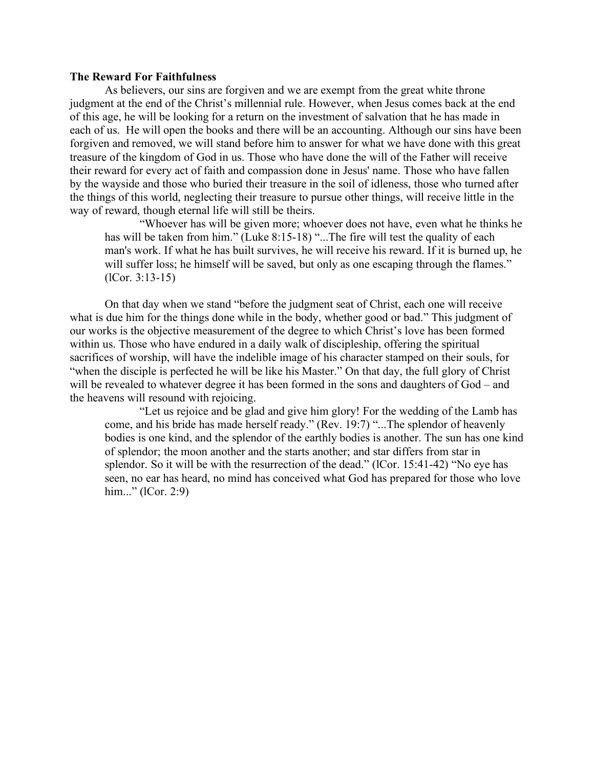**The Reward For Faithfulness**

As believers, our sins are forgiven and we are exempt from the great white throne judgment at the end of the Christ's millennial rule. However, when Jesus comes back at the end of this age, he will be looking for a return on the investment of salvation that he has made in each of us. He will open the books and there will be an accounting. Although our sins have been forgiven and removed, we will stand before him to answer for what we have done with this great treasure of the kingdom of God in us. Those who have done the will of the Father will receive their reward for every act of faith and compassion done in Jesus' name. Those who have fallen by the wayside and those who buried their treasure in the soil of idleness, those who turned after the things of this world, neglecting their treasure to pursue other things, will receive little in the way of reward, though eternal life will still be theirs.

> "Whoever has will be given more; whoever does not have, even what he thinks he has will be taken from him." (Luke 8:15-18) "...The fire will test the quality of each man's work. If what he has built survives, he will receive his reward. If it is burned up, he will suffer loss; he himself will be saved, but only as one escaping through the flames." (lCor. 3:13-15)

On that day when we stand "before the judgment seat of Christ, each one will receive what is due him for the things done while in the body, whether good or bad." This judgment of our works is the objective measurement of the degree to which Christ's love has been formed within us. Those who have endured in a daily walk of discipleship, offering the spiritual sacrifices of worship, will have the indelible image of his character stamped on their souls, for "when the disciple is perfected he will be like his Master." On that day, the full glory of Christ will be revealed to whatever degree it has been formed in the sons and daughters of God – and the heavens will resound with rejoicing.

> "Let us rejoice and be glad and give him glory! For the wedding of the Lamb has come, and his bride has made herself ready." (Rev. 19:7) "...The splendor of heavenly bodies is one kind, and the splendor of the earthly bodies is another. The sun has one kind of splendor; the moon another and the starts another; and star differs from star in splendor. So it will be with the resurrection of the dead." (lCor. 15:41-42) "No eye has seen, no ear has heard, no mind has conceived what God has prepared for those who love him..." (lCor. 2:9)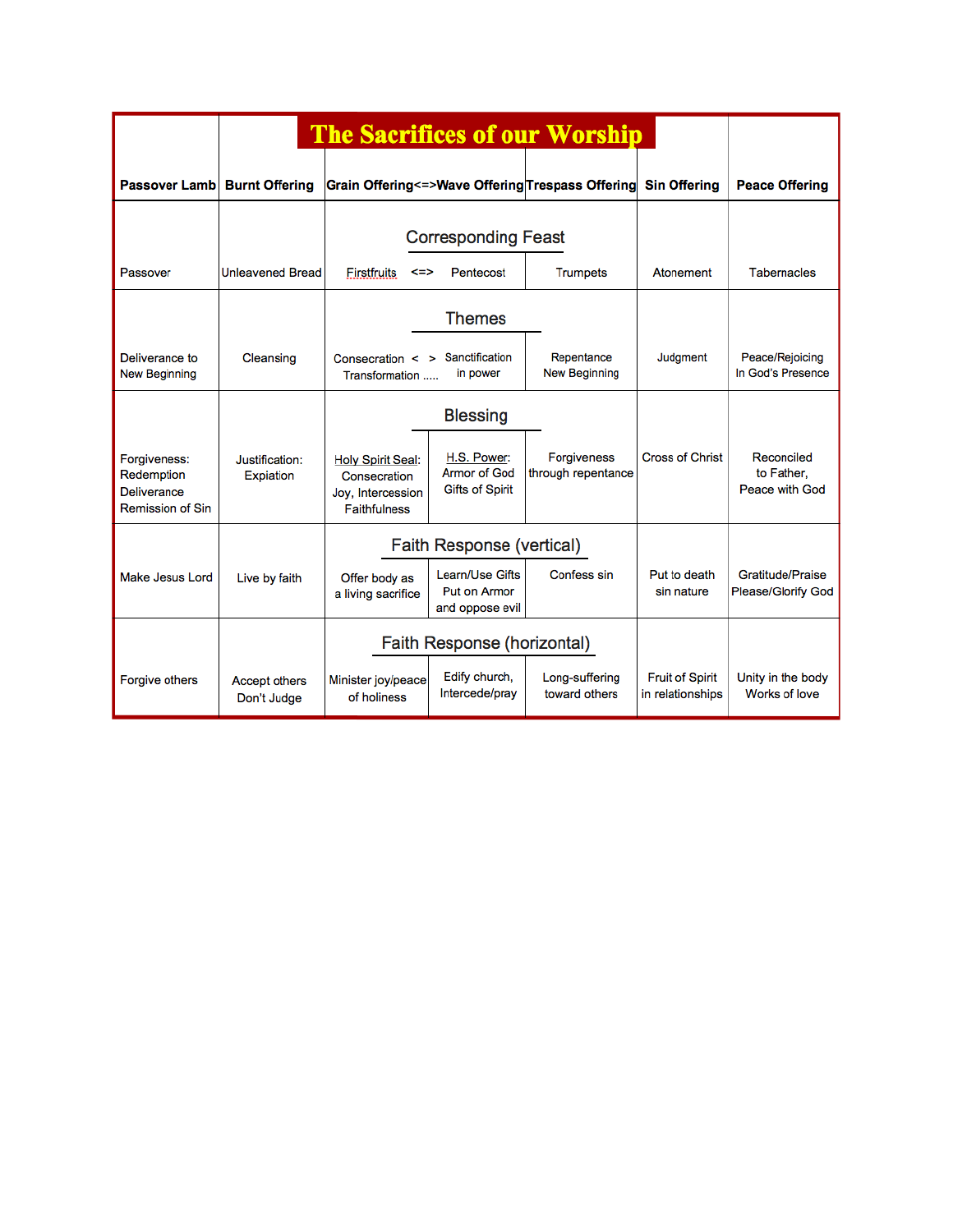# The Sacrifices of our Worship

| Passover Lamb | Burnt Offering | Grain Offering<=> | Wave Offering | Trespass Offering | Sin Offering | Peace Offering |
|---|---|---|---|---|---|---|
| | | Corresponding Feast | | | | |
| Passover | Unleavened Bread | Firstfruits <=> | Pentecost | Trumpets | Atonement | Tabernacles |
| | | Themes | | | | |
| Deliverance to New Beginning | Cleansing | Consecration < Transformation ..... | > Sanctification in power | Repentance New Beginning | Judgment | Peace/Rejoicing In God's Presence |
| | | Blessing | | | | |
| Forgiveness: Redemption Deliverance Remission of Sin | Justification: Expiation | Holy Spirit Seal: Consecration Joy, Intercession Faithfulness | H.S. Power: Armor of God Gifts of Spirit | Forgiveness through repentance | Cross of Christ | Reconciled to Father, Peace with God |
| | | Faith Response (vertical) | | | | |
| Make Jesus Lord | Live by faith | Offer body as a living sacrifice | Learn/Use Gifts Put on Armor and oppose evil | Confess sin | Put to death sin nature | Gratitude/Praise Please/Glorify God |
| | | Faith Response (horizontal) | | | | |
| Forgive others | Accept others Don't Judge | Minister joy/peace of holiness | Edify church, Intercede/pray | Long-suffering toward others | Fruit of Spirit in relationships | Unity in the body Works of love |